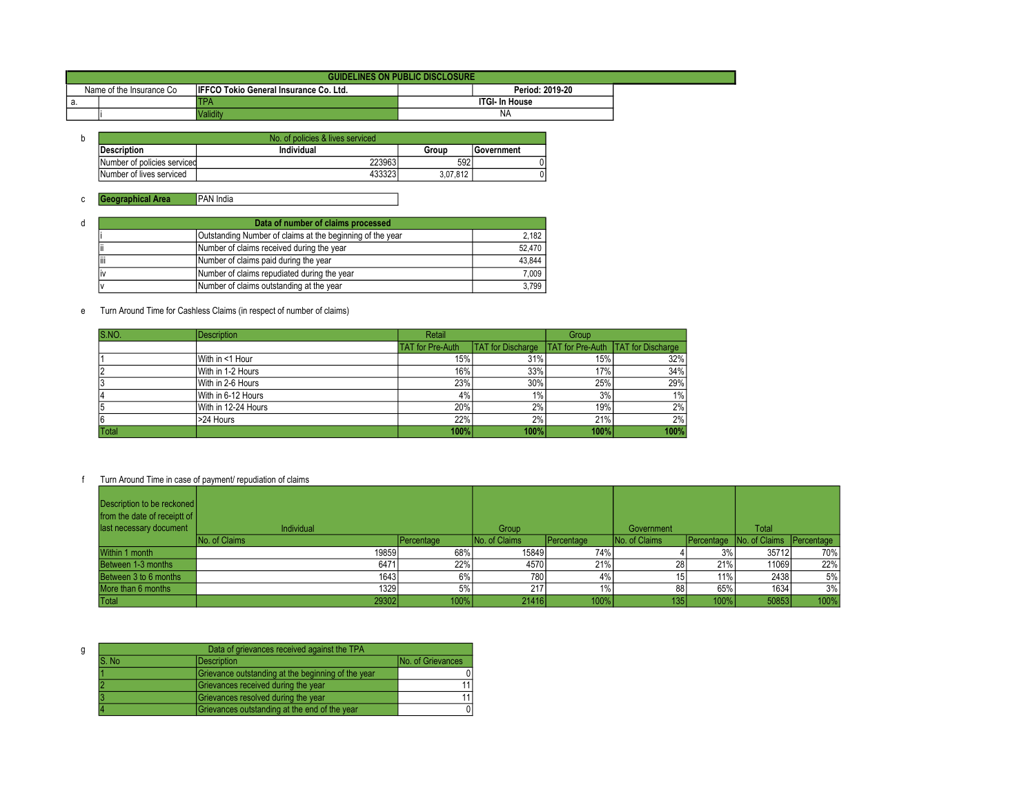# GUIDELINES ON PUBLIC DISCLOSURE

| Name of the Insurance Co | | IFFCO Tokio General Insurance Co. Ltd. | | Period: 2019-20 |
|---|---|---|---|---|
| a. | | TPA | ITGI- In House | |
| | i | Validity | NA | |

b

| No. of policies & lives serviced | | | |
|---|---|---|---|
| Description | Individual | Group | Government |
| Number of policies serviced | 223963 | 592 | 0 |
| Number of lives serviced | 433323 | 3,07,812 | 0 |

c

| Geographical Area | PAN India |
|---|---|

d

| Data of number of claims processed | | |
|---|---|---|
| i | Outstanding Number of claims at the beginning of the year | 2,182 |
| ii | Number of claims received during the year | 52,470 |
| iii | Number of claims paid during the year | 43,844 |
| iv | Number of claims repudiated during the year | 7,009 |
| v | Number of claims outstanding at the year | 3,799 |

e Turn Around Time for Cashless Claims (in respect of number of claims)

| S.NO. | Description | Retail | | Group | |
|---|---|---|---|---|---|
| | | TAT for Pre-Auth | TAT for Discharge | TAT for Pre-Auth | TAT for Discharge |
| 1 | With in <1 Hour | 15% | 31% | 15% | 32% |
| 2 | With in 1-2 Hours | 16% | 33% | 17% | 34% |
| 3 | With in 2-6 Hours | 23% | 30% | 25% | 29% |
| 4 | With in 6-12 Hours | 4% | 1% | 3% | 1% |
| 5 | With in 12-24 Hours | 20% | 2% | 19% | 2% |
| 6 | >24 Hours | 22% | 2% | 21% | 2% |
| **Total** | | **100%** | **100%** | **100%** | **100%** |

f Turn Around Time in case of payment/ repudiation of claims

| Description to be reckoned from the date of receiptt of last necessary document | Individual | | Group | | Government | | Total | |
|---|---|---|---|---|---|---|---|---|
| | No. of Claims | Percentage | No. of Claims | Percentage | No. of Claims | Percentage | No. of Claims | Percentage |
| Within 1 month | 19859 | 68% | 15849 | 74% | 4 | 3% | 35712 | 70% |
| Between 1-3 months | 6471 | 22% | 4570 | 21% | 28 | 21% | 11069 | 22% |
| Between 3 to 6 months | 1643 | 6% | 780 | 4% | 15 | 11% | 2438 | 5% |
| More than 6 months | 1329 | 5% | 217 | 1% | 88 | 65% | 1634 | 3% |
| Total | 29302 | 100% | 21416 | 100% | 135 | 100% | 50853 | 100% |

g

| Data of grievances received against the TPA | | |
|---|---|---|
| S. No | Description | No. of Grievances |
| 1 | Grievance outstanding at the beginning of the year | 0 |
| 2 | Grievances received during the year | 11 |
| 3 | Grievances resolved during the year | 11 |
| 4 | Grievances outstanding at the end of the year | 0 |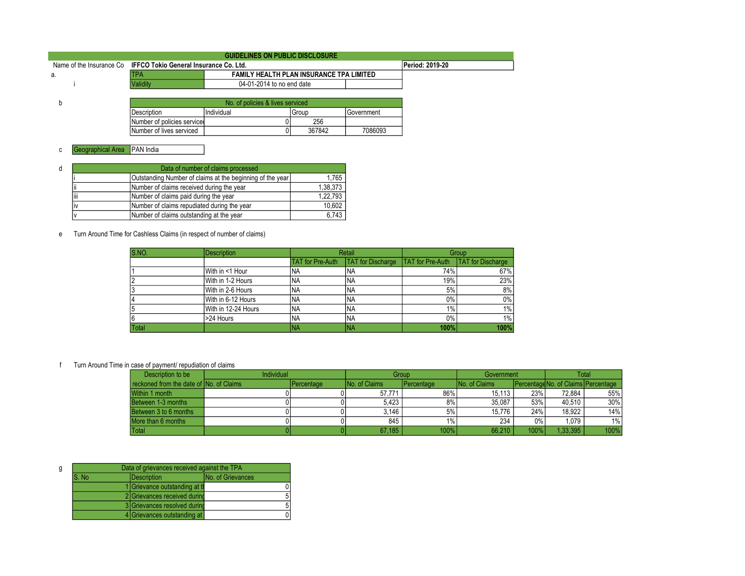# GUIDELINES ON PUBLIC DISCLOSURE

| Name of the Insurance Co | IFFCO Tokio General Insurance Co. Ltd. | | Period: 2019-20 |
|---|---|---|---|

a.

| | TPA | FAMILY HEALTH PLAN INSURANCE TPA LIMITED | |
|---|---|---|---|
| i | Validity | 04-01-2014 to no end date | |

b

| No. of policies & lives serviced | | | |
|---|---|---|---|
| Description | Individual | Group | Government |
| Number of policies serviced | 0 | 256 | |
| Number of lives serviced | 0 | 367842 | 7086093 |

c

| Geographical Area | PAN India |
|---|---|

d

| Data of number of claims processed | | |
|---|---|---|
| i | Outstanding Number of claims at the beginning of the year | 1,765 |
| ii | Number of claims received during the year | 1,38,373 |
| iii | Number of claims paid during the year | 1,22,793 |
| iv | Number of claims repudiated during the year | 10,602 |
| v | Number of claims outstanding at the year | 6,743 |

e Turn Around Time for Cashless Claims (in respect of number of claims)

| S.NO. | Description | Retail | | Group | |
|---|---|---|---|---|---|
| | | TAT for Pre-Auth | TAT for Discharge | TAT for Pre-Auth | TAT for Discharge |
| 1 | With in <1 Hour | NA | NA | 74% | 67% |
| 2 | With in 1-2 Hours | NA | NA | 19% | 23% |
| 3 | With in 2-6 Hours | NA | NA | 5% | 8% |
| 4 | With in 6-12 Hours | NA | NA | 0% | 0% |
| 5 | With in 12-24 Hours | NA | NA | 1% | 1% |
| 6 | >24 Hours | NA | NA | 0% | 1% |
| Total | | NA | NA | 100% | 100% |

f Turn Around Time in case of payment/ repudiation of claims

| Description to be | Individual | | Group | | Government | | Total | |
|---|---|---|---|---|---|---|---|---|
| reckoned from the date of | No. of Claims | Percentage | No. of Claims | Percentage | No. of Claims | Percentage | No. of Claims | Percentage |
| Within 1 month | 0 | 0 | 57,771 | 86% | 15,113 | 23% | 72,884 | 55% |
| Between 1-3 months | 0 | 0 | 5,423 | 8% | 35,087 | 53% | 40,510 | 30% |
| Between 3 to 6 months | 0 | 0 | 3,146 | 5% | 15,776 | 24% | 18,922 | 14% |
| More than 6 months | 0 | 0 | 845 | 1% | 234 | 0% | 1,079 | 1% |
| Total | 0 | 0 | 67,185 | 100% | 66,210 | 100% | 1,33,395 | 100% |

g

| Data of grievances received against the TPA | | |
|---|---|---|
| S. No | Description | No. of Grievances |
| 1 | Grievance outstanding at t | 0 |
| 2 | Grievances received during | 5 |
| 3 | Grievances resolved during | 5 |
| 4 | Grievances outstanding at | 0 |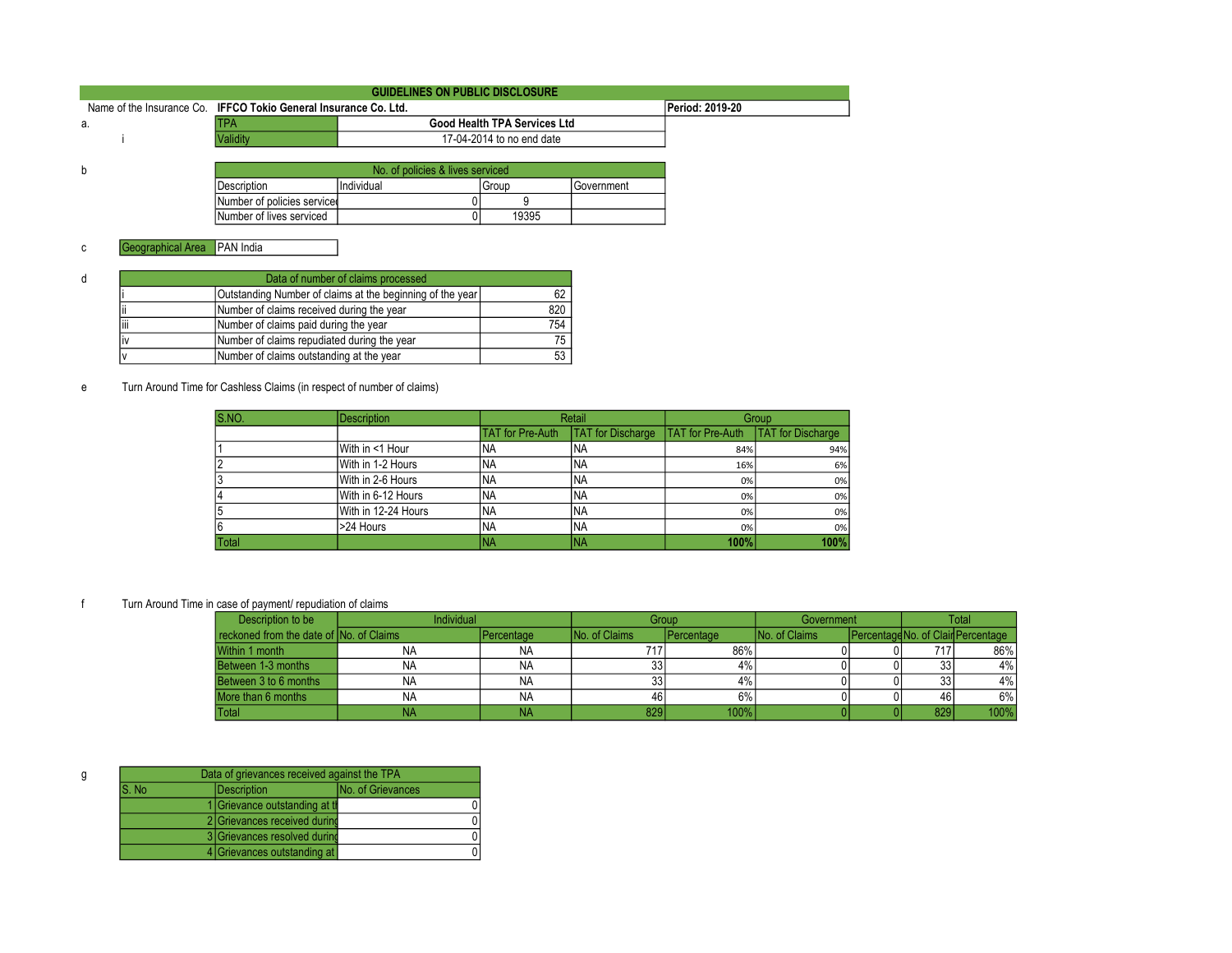# GUIDELINES ON PUBLIC DISCLOSURE

| Name of the Insurance Co. | IFFCO Tokio General Insurance Co. Ltd. | Period: 2019-20 |
|---|---|---|

a.

| TPA | Good Health TPA Services Ltd |
|---|---|
| Validity | 17-04-2014 to no end date |

i

b

| No. of policies & lives serviced | | | |
|---|---|---|---|
| Description | Individual | Group | Government |
| Number of policies serviced | 0 | 9 | |
| Number of lives serviced | 0 | 19395 | |

c

| Geographical Area | PAN India |
|---|---|

d

| Data of number of claims processed | | |
|---|---|---|
| i | Outstanding Number of claims at the beginning of the year | 62 |
| ii | Number of claims received during the year | 820 |
| iii | Number of claims paid during the year | 754 |
| iv | Number of claims repudiated during the year | 75 |
| v | Number of claims outstanding at the year | 53 |

e Turn Around Time for Cashless Claims (in respect of number of claims)

| S.NO. | Description | Retail | | Group | |
|---|---|---|---|---|---|
| | | TAT for Pre-Auth | TAT for Discharge | TAT for Pre-Auth | TAT for Discharge |
| 1 | With in <1 Hour | NA | NA | 84% | 94% |
| 2 | With in 1-2 Hours | NA | NA | 16% | 6% |
| 3 | With in 2-6 Hours | NA | NA | 0% | 0% |
| 4 | With in 6-12 Hours | NA | NA | 0% | 0% |
| 5 | With in 12-24 Hours | NA | NA | 0% | 0% |
| 6 | >24 Hours | NA | NA | 0% | 0% |
| Total | | NA | NA | 100% | 100% |

f Turn Around Time in case of payment/ repudiation of claims

| Description to be reckoned from the date of | Individual | | Group | | Government | | Total | |
|---|---|---|---|---|---|---|---|---|
| | No. of Claims | Percentage | No. of Claims | Percentage | No. of Claims | Percentage | No. of Clair | Percentage |
| Within 1 month | NA | NA | 717 | 86% | 0 | 0 | 717 | 86% |
| Between 1-3 months | NA | NA | 33 | 4% | 0 | 0 | 33 | 4% |
| Between 3 to 6 months | NA | NA | 33 | 4% | 0 | 0 | 33 | 4% |
| More than 6 months | NA | NA | 46 | 6% | 0 | 0 | 46 | 6% |
| Total | NA | NA | 829 | 100% | 0 | 0 | 829 | 100% |

g

| Data of grievances received against the TPA | | |
|---|---|---|
| S. No | Description | No. of Grievances |
| 1 | Grievance outstanding at th | 0 |
| 2 | Grievances received during | 0 |
| 3 | Grievances resolved during | 0 |
| 4 | Grievances outstanding at | 0 |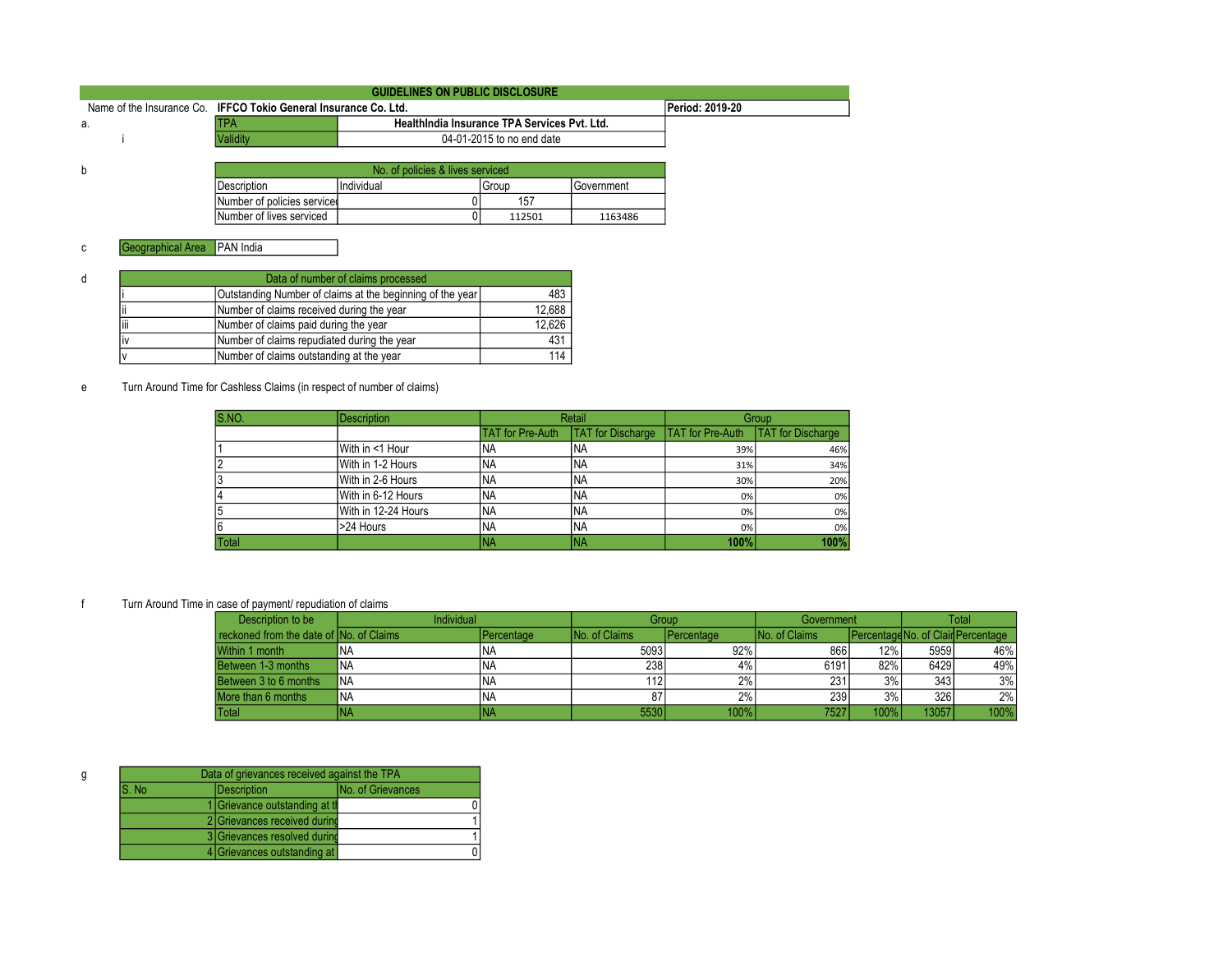## GUIDELINES ON PUBLIC DISCLOSURE

| Name of the Insurance Co. | **IFFCO Tokio General Insurance Co. Ltd.** | | **Period: 2019-20** |
|---|---|---|---|
| a. | TPA | **HealthIndia Insurance TPA Services Pvt. Ltd.** | |
| i | Validity | 04-01-2015 to no end date | |

**b**

| No. of policies & lives serviced | | | |
|---|---|---|---|
| Description | Individual | Group | Government |
| Number of policies serviced | 0 | 157 | |
| Number of lives serviced | 0 | 112501 | 1163486 |

**c**

| Geographical Area | PAN India |
|---|---|

**d**

| Data of number of claims processed | | |
|---|---|---|
| i | Outstanding Number of claims at the beginning of the year | 483 |
| ii | Number of claims received during the year | 12,688 |
| iii | Number of claims paid during the year | 12,626 |
| iv | Number of claims repudiated during the year | 431 |
| v | Number of claims outstanding at the year | 114 |

**e** Turn Around Time for Cashless Claims (in respect of number of claims)

| S.NO. | Description | Retail | | Group | |
|---|---|---|---|---|---|
| | | TAT for Pre-Auth | TAT for Discharge | TAT for Pre-Auth | TAT for Discharge |
| 1 | With in <1 Hour | NA | NA | 39% | 46% |
| 2 | With in 1-2 Hours | NA | NA | 31% | 34% |
| 3 | With in 2-6 Hours | NA | NA | 30% | 20% |
| 4 | With in 6-12 Hours | NA | NA | 0% | 0% |
| 5 | With in 12-24 Hours | NA | NA | 0% | 0% |
| 6 | >24 Hours | NA | NA | 0% | 0% |
| Total | | NA | NA | 100% | 100% |

**f** Turn Around Time in case of payment/ repudiation of claims

| Description to be | Individual | | Group | | Government | | Total | |
|---|---|---|---|---|---|---|---|---|
| reckoned from the date of | No. of Claims | Percentage | No. of Claims | Percentage | No. of Claims | Percentage | No. of Clair | Percentage |
| Within 1 month | NA | NA | 5093 | 92% | 866 | 12% | 5959 | 46% |
| Between 1-3 months | NA | NA | 238 | 4% | 6191 | 82% | 6429 | 49% |
| Between 3 to 6 months | NA | NA | 112 | 2% | 231 | 3% | 343 | 3% |
| More than 6 months | NA | NA | 87 | 2% | 239 | 3% | 326 | 2% |
| Total | NA | NA | 5530 | 100% | 7527 | 100% | 13057 | 100% |

**g**

| Data of grievances received against the TPA | | |
|---|---|---|
| S. No | Description | No. of Grievances |
| 1 | Grievance outstanding at th | 0 |
| 2 | Grievances received during | 1 |
| 3 | Grievances resolved during | 1 |
| 4 | Grievances outstanding at | 0 |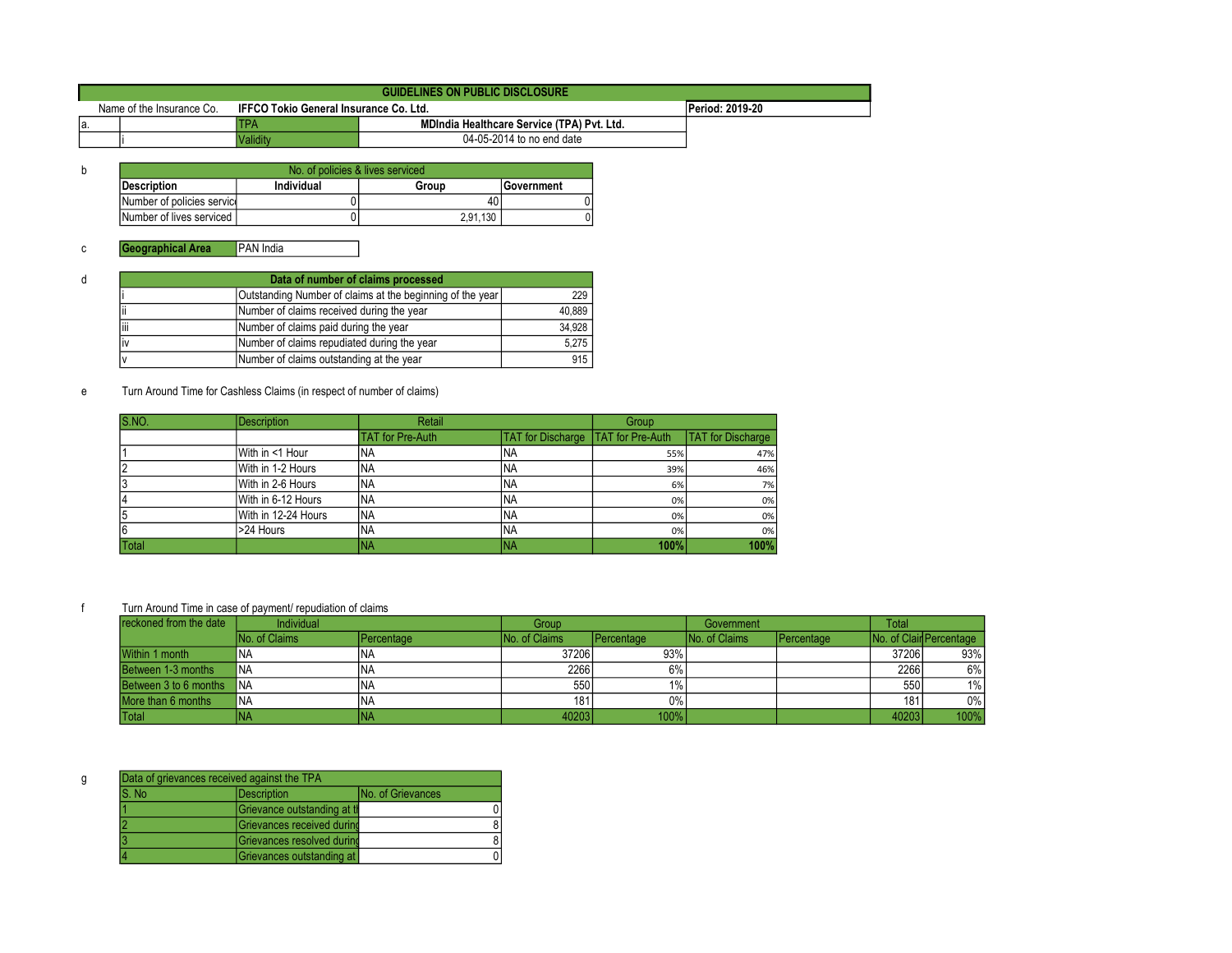# GUIDELINES ON PUBLIC DISCLOSURE

| Name of the Insurance Co. | IFFCO Tokio General Insurance Co. Ltd. | | Period: 2019-20 |
|---|---|---|---|
| a. | | TPA | MDIndia Healthcare Service (TPA) Pvt. Ltd. |
| | i | Validity | 04-05-2014 to no end date |

b

| No. of policies & lives serviced | | | |
|---|---|---|---|
| **Description** | **Individual** | **Group** | **Government** |
| Number of policies servic | 0 | 40 | 0 |
| Number of lives serviced | 0 | 2,91,130 | 0 |

c

| **Geographical Area** | PAN India |
|---|---|

d

| Data of number of claims processed | | |
|---|---|---|
| i | Outstanding Number of claims at the beginning of the year | 229 |
| ii | Number of claims received during the year | 40,889 |
| iii | Number of claims paid during the year | 34,928 |
| iv | Number of claims repudiated during the year | 5,275 |
| v | Number of claims outstanding at the year | 915 |

e Turn Around Time for Cashless Claims (in respect of number of claims)

| S.NO. | Description | Retail | | Group | |
|---|---|---|---|---|---|
| | | TAT for Pre-Auth | TAT for Discharge | TAT for Pre-Auth | TAT for Discharge |
| 1 | With in <1 Hour | NA | NA | 55% | 47% |
| 2 | With in 1-2 Hours | NA | NA | 39% | 46% |
| 3 | With in 2-6 Hours | NA | NA | 6% | 7% |
| 4 | With in 6-12 Hours | NA | NA | 0% | 0% |
| 5 | With in 12-24 Hours | NA | NA | 0% | 0% |
| 6 | >24 Hours | NA | NA | 0% | 0% |
| Total | | NA | NA | **100%** | **100%** |

f Turn Around Time in case of payment/ repudiation of claims

| reckoned from the date | Individual | | Group | | Government | | Total | |
|---|---|---|---|---|---|---|---|---|
| | No. of Claims | Percentage | No. of Claims | Percentage | No. of Claims | Percentage | No. of Clair | Percentage |
| Within 1 month | NA | NA | 37206 | 93% | | | 37206 | 93% |
| Between 1-3 months | NA | NA | 2266 | 6% | | | 2266 | 6% |
| Between 3 to 6 months | NA | NA | 550 | 1% | | | 550 | 1% |
| More than 6 months | NA | NA | 181 | 0% | | | 181 | 0% |
| Total | NA | NA | 40203 | 100% | | | 40203 | 100% |

g

| Data of grievances received against the TPA | | |
|---|---|---|
| S. No | Description | No. of Grievances |
| 1 | Grievance outstanding at th | 0 |
| 2 | Grievances received during | 8 |
| 3 | Grievances resolved during | 8 |
| 4 | Grievances outstanding at | 0 |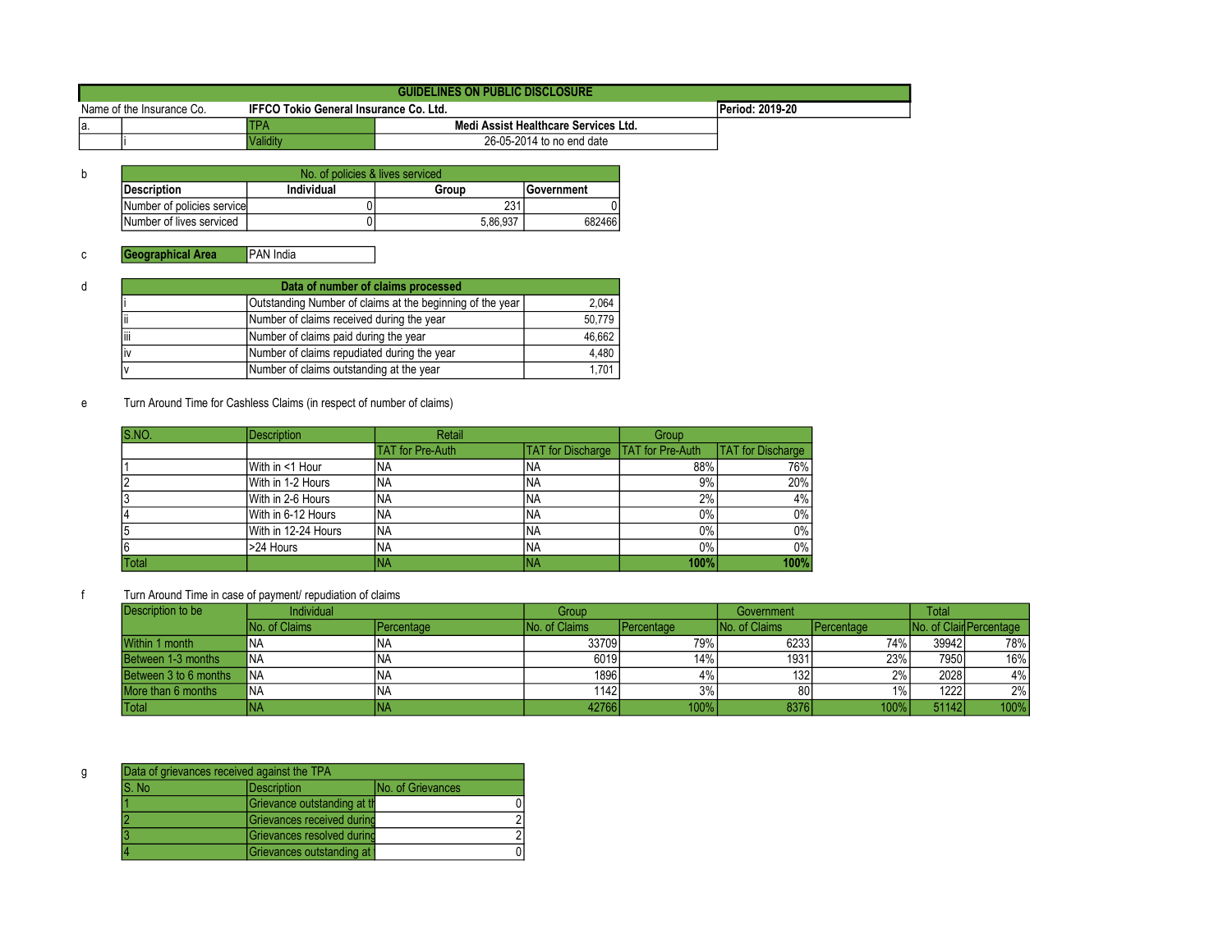## GUIDELINES ON PUBLIC DISCLOSURE

| Name of the Insurance Co. | IFFCO Tokio General Insurance Co. Ltd. | | Period: 2019-20 |
|---|---|---|---|
| a. | | TPA | Medi Assist Healthcare Services Ltd. |
| | i | Validity | 26-05-2014 to no end date |

b

| No. of policies & lives serviced | | | |
|---|---|---|---|
| **Description** | **Individual** | **Group** | **Government** |
| Number of policies service | 0 | 231 | 0 |
| Number of lives serviced | 0 | 5,86,937 | 682466 |

c

| **Geographical Area** | PAN India |
|---|---|

d

| **Data of number of claims processed** | | |
|---|---|---|
| i | Outstanding Number of claims at the beginning of the year | 2,064 |
| ii | Number of claims received during the year | 50,779 |
| iii | Number of claims paid during the year | 46,662 |
| iv | Number of claims repudiated during the year | 4,480 |
| v | Number of claims outstanding at the year | 1,701 |

e Turn Around Time for Cashless Claims (in respect of number of claims)

| S.NO. | Description | Retail | | Group | |
|---|---|---|---|---|---|
| | | TAT for Pre-Auth | TAT for Discharge | TAT for Pre-Auth | TAT for Discharge |
| 1 | With in <1 Hour | NA | NA | 88% | 76% |
| 2 | With in 1-2 Hours | NA | NA | 9% | 20% |
| 3 | With in 2-6 Hours | NA | NA | 2% | 4% |
| 4 | With in 6-12 Hours | NA | NA | 0% | 0% |
| 5 | With in 12-24 Hours | NA | NA | 0% | 0% |
| 6 | >24 Hours | NA | NA | 0% | 0% |
| Total | | NA | NA | **100%** | **100%** |

f Turn Around Time in case of payment/ repudiation of claims

| Description to be | Individual | | Group | | Government | | Total | |
|---|---|---|---|---|---|---|---|---|
| | No. of Claims | Percentage | No. of Claims | Percentage | No. of Claims | Percentage | No. of Clair | Percentage |
| Within 1 month | NA | NA | 33709 | 79% | 6233 | 74% | 39942 | 78% |
| Between 1-3 months | NA | NA | 6019 | 14% | 1931 | 23% | 7950 | 16% |
| Between 3 to 6 months | NA | NA | 1896 | 4% | 132 | 2% | 2028 | 4% |
| More than 6 months | NA | NA | 1142 | 3% | 80 | 1% | 1222 | 2% |
| Total | NA | NA | 42766 | 100% | 8376 | 100% | 51142 | 100% |

g

| Data of grievances received against the TPA | | |
|---|---|---|
| S. No | Description | No. of Grievances |
| 1 | Grievance outstanding at th | 0 |
| 2 | Grievances received during | 2 |
| 3 | Grievances resolved during | 2 |
| 4 | Grievances outstanding at | 0 |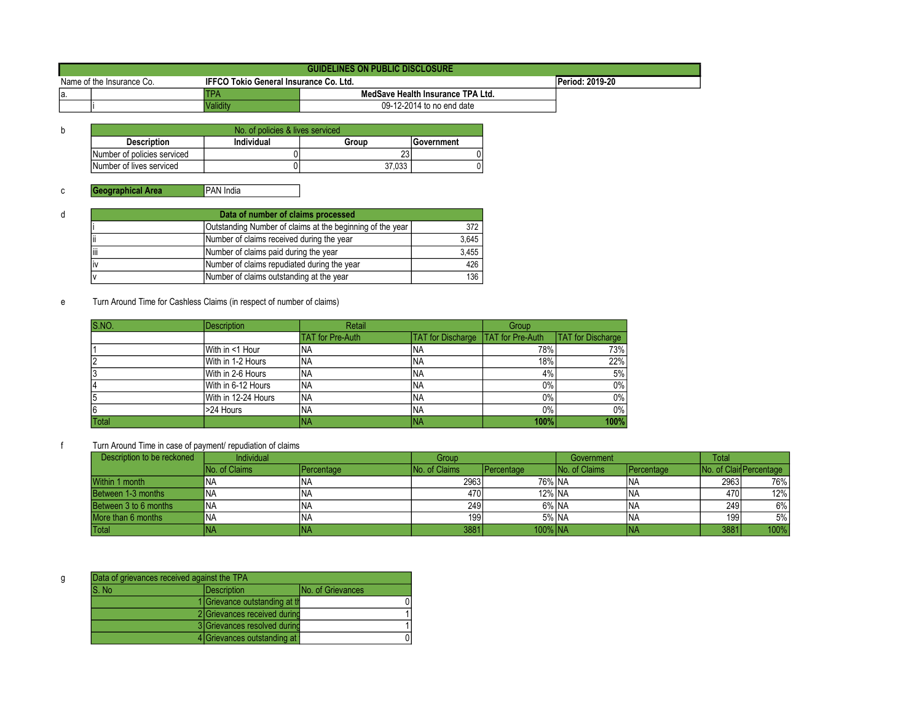| GUIDELINES ON PUBLIC DISCLOSURE | | | |
|---|---|---|---|
| Name of the Insurance Co. | **IFFCO Tokio General Insurance Co. Ltd.** | | **Period: 2019-20** |
| a. | | TPA | **MedSave Health Insurance TPA Ltd.** |
| | i | Validity | 09-12-2014 to no end date |

b

| No. of policies & lives serviced | | | |
|---|---|---|---|
| **Description** | **Individual** | **Group** | **Government** |
| Number of policies serviced | 0 | 23 | 0 |
| Number of lives serviced | 0 | 37,033 | 0 |

c

| **Geographical Area** | PAN India |
|---|---|

d

| **Data of number of claims processed** | | |
|---|---|---|
| i | Outstanding Number of claims at the beginning of the year | 372 |
| ii | Number of claims received during the year | 3,645 |
| iii | Number of claims paid during the year | 3,455 |
| iv | Number of claims repudiated during the year | 426 |
| v | Number of claims outstanding at the year | 136 |

e Turn Around Time for Cashless Claims (in respect of number of claims)

| S.NO. | Description | Retail | | Group | |
|---|---|---|---|---|---|
| | | TAT for Pre-Auth | TAT for Discharge | TAT for Pre-Auth | TAT for Discharge |
| 1 | With in <1 Hour | NA | NA | 78% | 73% |
| 2 | With in 1-2 Hours | NA | NA | 18% | 22% |
| 3 | With in 2-6 Hours | NA | NA | 4% | 5% |
| 4 | With in 6-12 Hours | NA | NA | 0% | 0% |
| 5 | With in 12-24 Hours | NA | NA | 0% | 0% |
| 6 | >24 Hours | NA | NA | 0% | 0% |
| Total | | NA | NA | **100%** | **100%** |

f Turn Around Time in case of payment/ repudiation of claims

| Description to be reckoned | Individual | | Group | | Government | | Total | |
|---|---|---|---|---|---|---|---|---|
| | No. of Claims | Percentage | No. of Claims | Percentage | No. of Claims | Percentage | No. of Clair | Percentage |
| Within 1 month | NA | NA | 2963 | 76% | NA | NA | 2963 | 76% |
| Between 1-3 months | NA | NA | 470 | 12% | NA | NA | 470 | 12% |
| Between 3 to 6 months | NA | NA | 249 | 6% | NA | NA | 249 | 6% |
| More than 6 months | NA | NA | 199 | 5% | NA | NA | 199 | 5% |
| Total | NA | NA | 3881 | 100% | NA | NA | 3881 | 100% |

g

| Data of grievances received against the TPA | | |
|---|---|---|
| S. No | Description | No. of Grievances |
| 1 | Grievance outstanding at th | 0 |
| 2 | Grievances received during | 1 |
| 3 | Grievances resolved during | 1 |
| 4 | Grievances outstanding at | 0 |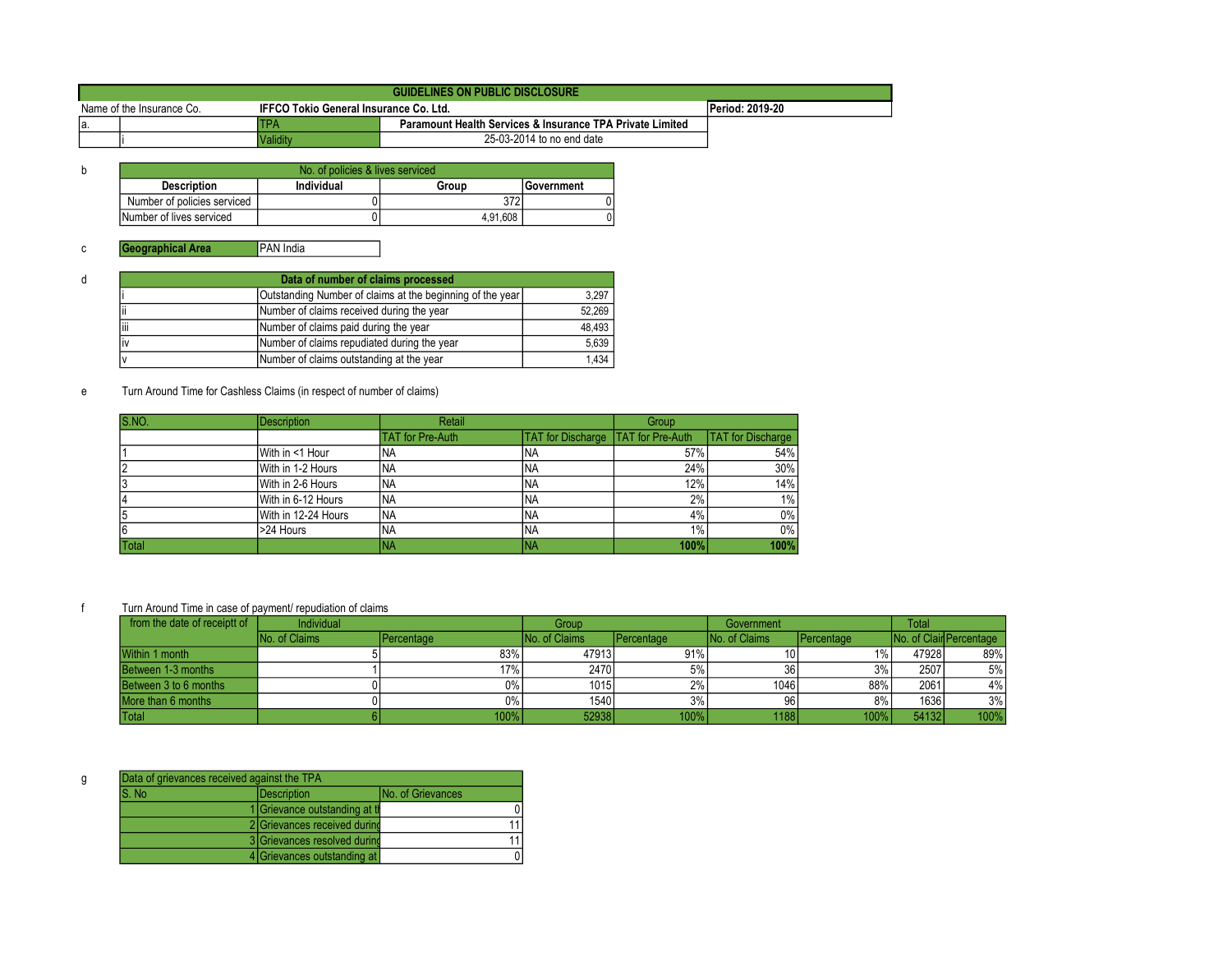## GUIDELINES ON PUBLIC DISCLOSURE

| Name of the Insurance Co. | | IFFCO Tokio General Insurance Co. Ltd. | | Period: 2019-20 |
|---|---|---|---|---|
| a. | | TPA | Paramount Health Services & Insurance TPA Private Limited | |
| | i | Validity | 25-03-2014 to no end date | |

b

| No. of policies & lives serviced | | | |
|---|---|---|---|
| **Description** | **Individual** | **Group** | **Government** |
| Number of policies serviced | 0 | 372 | 0 |
| Number of lives serviced | 0 | 4,91,608 | 0 |

c

| **Geographical Area** | PAN India |
|---|---|

d

| **Data of number of claims processed** | | |
|---|---|---|
| i | Outstanding Number of claims at the beginning of the year | 3,297 |
| ii | Number of claims received during the year | 52,269 |
| iii | Number of claims paid during the year | 48,493 |
| iv | Number of claims repudiated during the year | 5,639 |
| v | Number of claims outstanding at the year | 1,434 |

e Turn Around Time for Cashless Claims (in respect of number of claims)

| S.NO. | Description | Retail | | Group | |
|---|---|---|---|---|---|
| | | TAT for Pre-Auth | TAT for Discharge | TAT for Pre-Auth | TAT for Discharge |
| 1 | With in <1 Hour | NA | NA | 57% | 54% |
| 2 | With in 1-2 Hours | NA | NA | 24% | 30% |
| 3 | With in 2-6 Hours | NA | NA | 12% | 14% |
| 4 | With in 6-12 Hours | NA | NA | 2% | 1% |
| 5 | With in 12-24 Hours | NA | NA | 4% | 0% |
| 6 | >24 Hours | NA | NA | 1% | 0% |
| Total | | NA | NA | **100%** | **100%** |

f Turn Around Time in case of payment/ repudiation of claims

| from the date of receiptt of | Individual | | Group | | Government | | Total | |
|---|---|---|---|---|---|---|---|---|
| | No. of Claims | Percentage | No. of Claims | Percentage | No. of Claims | Percentage | No. of Clair | Percentage |
| Within 1 month | 5 | 83% | 47913 | 91% | 10 | 1% | 47928 | 89% |
| Between 1-3 months | 1 | 17% | 2470 | 5% | 36 | 3% | 2507 | 5% |
| Between 3 to 6 months | 0 | 0% | 1015 | 2% | 1046 | 88% | 2061 | 4% |
| More than 6 months | 0 | 0% | 1540 | 3% | 96 | 8% | 1636 | 3% |
| Total | 6 | 100% | 52938 | 100% | 1188 | 100% | 54132 | 100% |

g

| Data of grievances received against the TPA | | |
|---|---|---|
| S. No | Description | No. of Grievances |
| 1 | Grievance outstanding at th | 0 |
| 2 | Grievances received during | 11 |
| 3 | Grievances resolved during | 11 |
| 4 | Grievances outstanding at | 0 |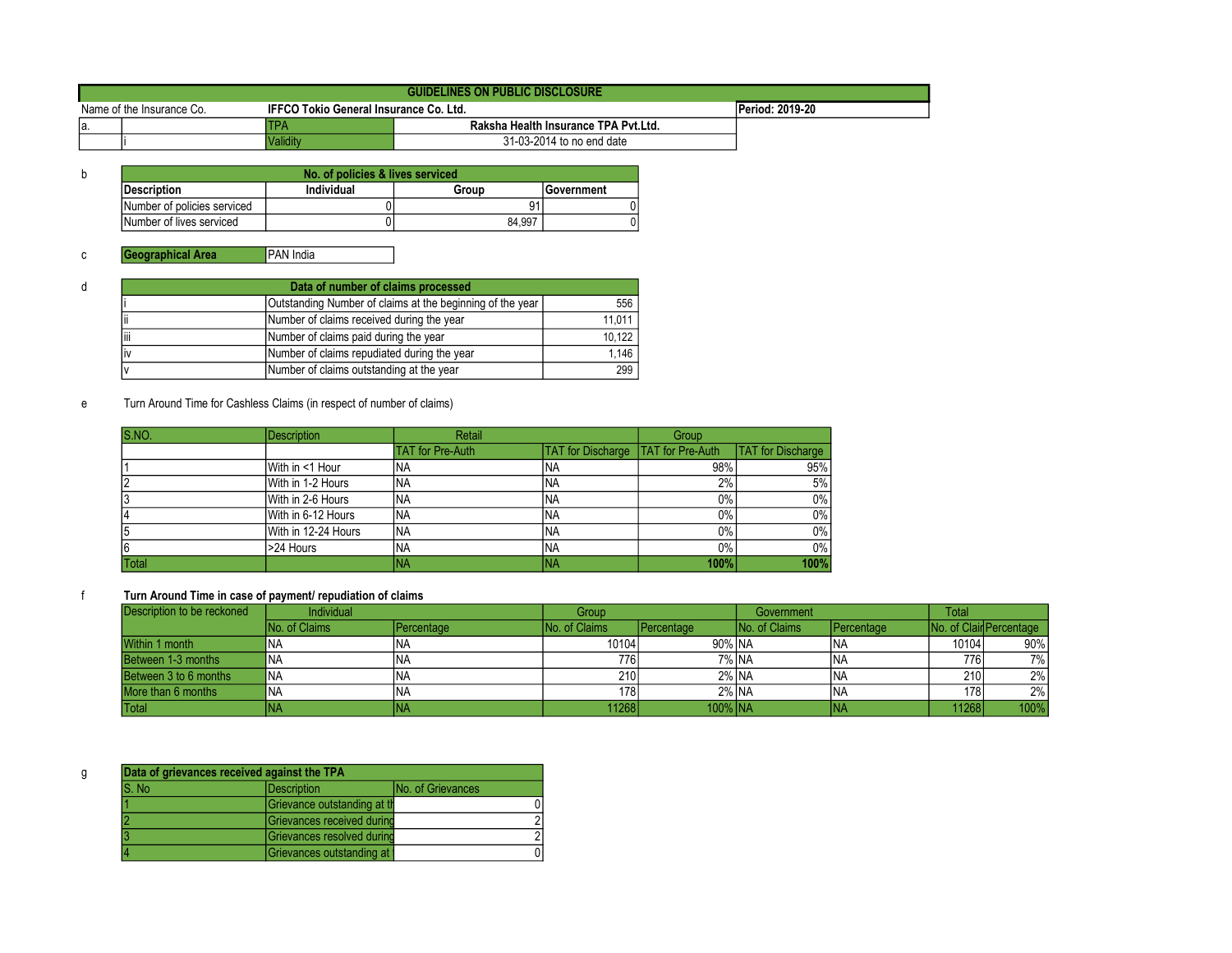## GUIDELINES ON PUBLIC DISCLOSURE

| Name of the Insurance Co. | | IFFCO Tokio General Insurance Co. Ltd. | Period: 2019-20 |
|---|---|---|---|
| a. | | TPA | Raksha Health Insurance TPA Pvt.Ltd. |
| | i | Validity | 31-03-2014 to no end date |

b

| No. of policies & lives serviced | | | |
|---|---|---|---|
| Description | Individual | Group | Government |
| Number of policies serviced | 0 | 91 | 0 |
| Number of lives serviced | 0 | 84,997 | 0 |

c

| Geographical Area | PAN India |
|---|---|

d

| Data of number of claims processed | | |
|---|---|---|
| i | Outstanding Number of claims at the beginning of the year | 556 |
| ii | Number of claims received during the year | 11,011 |
| iii | Number of claims paid during the year | 10,122 |
| iv | Number of claims repudiated during the year | 1,146 |
| v | Number of claims outstanding at the year | 299 |

e Turn Around Time for Cashless Claims (in respect of number of claims)

| S.NO. | Description | Retail | | Group | |
|---|---|---|---|---|---|
| | | TAT for Pre-Auth | TAT for Discharge | TAT for Pre-Auth | TAT for Discharge |
| 1 | With in <1 Hour | NA | NA | 98% | 95% |
| 2 | With in 1-2 Hours | NA | NA | 2% | 5% |
| 3 | With in 2-6 Hours | NA | NA | 0% | 0% |
| 4 | With in 6-12 Hours | NA | NA | 0% | 0% |
| 5 | With in 12-24 Hours | NA | NA | 0% | 0% |
| 6 | >24 Hours | NA | NA | 0% | 0% |
| Total | | NA | NA | 100% | 100% |

f **Turn Around Time in case of payment/ repudiation of claims**

| Description to be reckoned | Individual | | Group | | Government | | Total | |
|---|---|---|---|---|---|---|---|---|
| | No. of Claims | Percentage | No. of Claims | Percentage | No. of Claims | Percentage | No. of Clair | Percentage |
| Within 1 month | NA | NA | 10104 | 90% | NA | NA | 10104 | 90% |
| Between 1-3 months | NA | NA | 776 | 7% | NA | NA | 776 | 7% |
| Between 3 to 6 months | NA | NA | 210 | 2% | NA | NA | 210 | 2% |
| More than 6 months | NA | NA | 178 | 2% | NA | NA | 178 | 2% |
| Total | NA | NA | 11268 | 100% | NA | NA | 11268 | 100% |

g

| Data of grievances received against the TPA | | |
|---|---|---|
| S. No | Description | No. of Grievances |
| 1 | Grievance outstanding at th | 0 |
| 2 | Grievances received during | 2 |
| 3 | Grievances resolved during | 2 |
| 4 | Grievances outstanding at | 0 |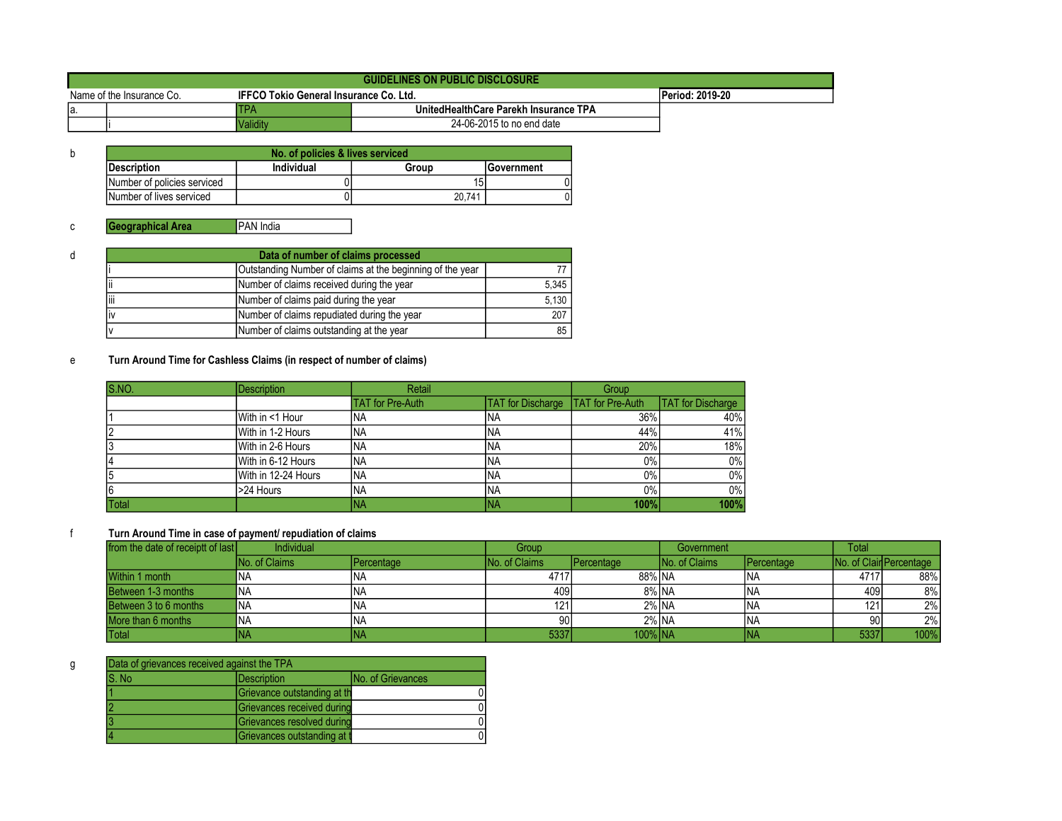| GUIDELINES ON PUBLIC DISCLOSURE | | | |
|---|---|---|---|
| Name of the Insurance Co. | IFFCO Tokio General Insurance Co. Ltd. | | Period: 2019-20 |
| a. | TPA | UnitedHealthCare Parekh Insurance TPA | |
| i | Validity | 24-06-2015 to no end date | |

b

| No. of policies & lives serviced | | | |
|---|---|---|---|
| Description | Individual | Group | Government |
| Number of policies serviced | 0 | 15 | 0 |
| Number of lives serviced | 0 | 20,741 | 0 |

c

| Geographical Area | PAN India |
|---|---|

d

| Data of number of claims processed | | |
|---|---|---|
| i | Outstanding Number of claims at the beginning of the year | 77 |
| ii | Number of claims received during the year | 5,345 |
| iii | Number of claims paid during the year | 5,130 |
| iv | Number of claims repudiated during the year | 207 |
| v | Number of claims outstanding at the year | 85 |

e **Turn Around Time for Cashless Claims (in respect of number of claims)**

| S.NO. | Description | Retail | | Group | |
|---|---|---|---|---|---|
| | | TAT for Pre-Auth | TAT for Discharge | TAT for Pre-Auth | TAT for Discharge |
| 1 | With in <1 Hour | NA | NA | 36% | 40% |
| 2 | With in 1-2 Hours | NA | NA | 44% | 41% |
| 3 | With in 2-6 Hours | NA | NA | 20% | 18% |
| 4 | With in 6-12 Hours | NA | NA | 0% | 0% |
| 5 | With in 12-24 Hours | NA | NA | 0% | 0% |
| 6 | >24 Hours | NA | NA | 0% | 0% |
| Total | | NA | NA | 100% | 100% |

f **Turn Around Time in case of payment/ repudiation of claims**

| from the date of receiptt of last | Individual | | Group | | Government | | Total | |
|---|---|---|---|---|---|---|---|---|
| | No. of Claims | Percentage | No. of Claims | Percentage | No. of Claims | Percentage | No. of Clair | Percentage |
| Within 1 month | NA | NA | 4717 | 88% | NA | NA | 4717 | 88% |
| Between 1-3 months | NA | NA | 409 | 8% | NA | NA | 409 | 8% |
| Between 3 to 6 months | NA | NA | 121 | 2% | NA | NA | 121 | 2% |
| More than 6 months | NA | NA | 90 | 2% | NA | NA | 90 | 2% |
| Total | NA | NA | 5337 | 100% | NA | NA | 5337 | 100% |

g

| Data of grievances received against the TPA | | |
|---|---|---|
| S. No | Description | No. of Grievances |
| 1 | Grievance outstanding at th | 0 |
| 2 | Grievances received during | 0 |
| 3 | Grievances resolved during | 0 |
| 4 | Grievances outstanding at t | 0 |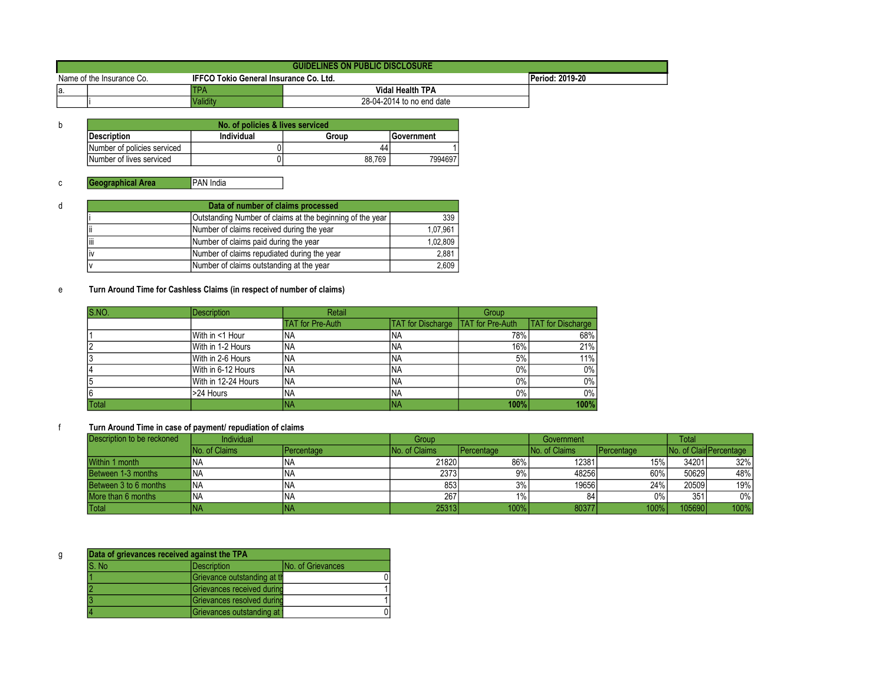| GUIDELINES ON PUBLIC DISCLOSURE | | | |
|---|---|---|---|
| Name of the Insurance Co. | IFFCO Tokio General Insurance Co. Ltd. | | Period: 2019-20 |
| a. | TPA | Vidal Health TPA | |
| i | Validity | 28-04-2014 to no end date | |

b

| No. of policies & lives serviced | | | |
|---|---|---|---|
| Description | Individual | Group | Government |
| Number of policies serviced | 0 | 44 | 1 |
| Number of lives serviced | 0 | 88,769 | 7994697 |

c

| Geographical Area | PAN India |
|---|---|

d

| Data of number of claims processed | | |
|---|---|---|
| i | Outstanding Number of claims at the beginning of the year | 339 |
| ii | Number of claims received during the year | 1,07,961 |
| iii | Number of claims paid during the year | 1,02,809 |
| iv | Number of claims repudiated during the year | 2,881 |
| v | Number of claims outstanding at the year | 2,609 |

e **Turn Around Time for Cashless Claims (in respect of number of claims)**

| S.NO. | Description | Retail | | Group | |
|---|---|---|---|---|---|
| | | TAT for Pre-Auth | TAT for Discharge | TAT for Pre-Auth | TAT for Discharge |
| 1 | With in <1 Hour | NA | NA | 78% | 68% |
| 2 | With in 1-2 Hours | NA | NA | 16% | 21% |
| 3 | With in 2-6 Hours | NA | NA | 5% | 11% |
| 4 | With in 6-12 Hours | NA | NA | 0% | 0% |
| 5 | With in 12-24 Hours | NA | NA | 0% | 0% |
| 6 | >24 Hours | NA | NA | 0% | 0% |
| Total | | NA | NA | 100% | 100% |

f **Turn Around Time in case of payment/ repudiation of claims**

| Description to be reckoned | Individual | | Group | | Government | | Total | |
|---|---|---|---|---|---|---|---|---|
| | No. of Claims | Percentage | No. of Claims | Percentage | No. of Claims | Percentage | No. of Clair | Percentage |
| Within 1 month | NA | NA | 21820 | 86% | 12381 | 15% | 34201 | 32% |
| Between 1-3 months | NA | NA | 2373 | 9% | 48256 | 60% | 50629 | 48% |
| Between 3 to 6 months | NA | NA | 853 | 3% | 19656 | 24% | 20509 | 19% |
| More than 6 months | NA | NA | 267 | 1% | 84 | 0% | 351 | 0% |
| Total | NA | NA | 25313 | 100% | 80377 | 100% | 105690 | 100% |

g

| Data of grievances received against the TPA | | |
|---|---|---|
| S. No | Description | No. of Grievances |
| 1 | Grievance outstanding at th | 0 |
| 2 | Grievances received during | 1 |
| 3 | Grievances resolved during | 1 |
| 4 | Grievances outstanding at | 0 |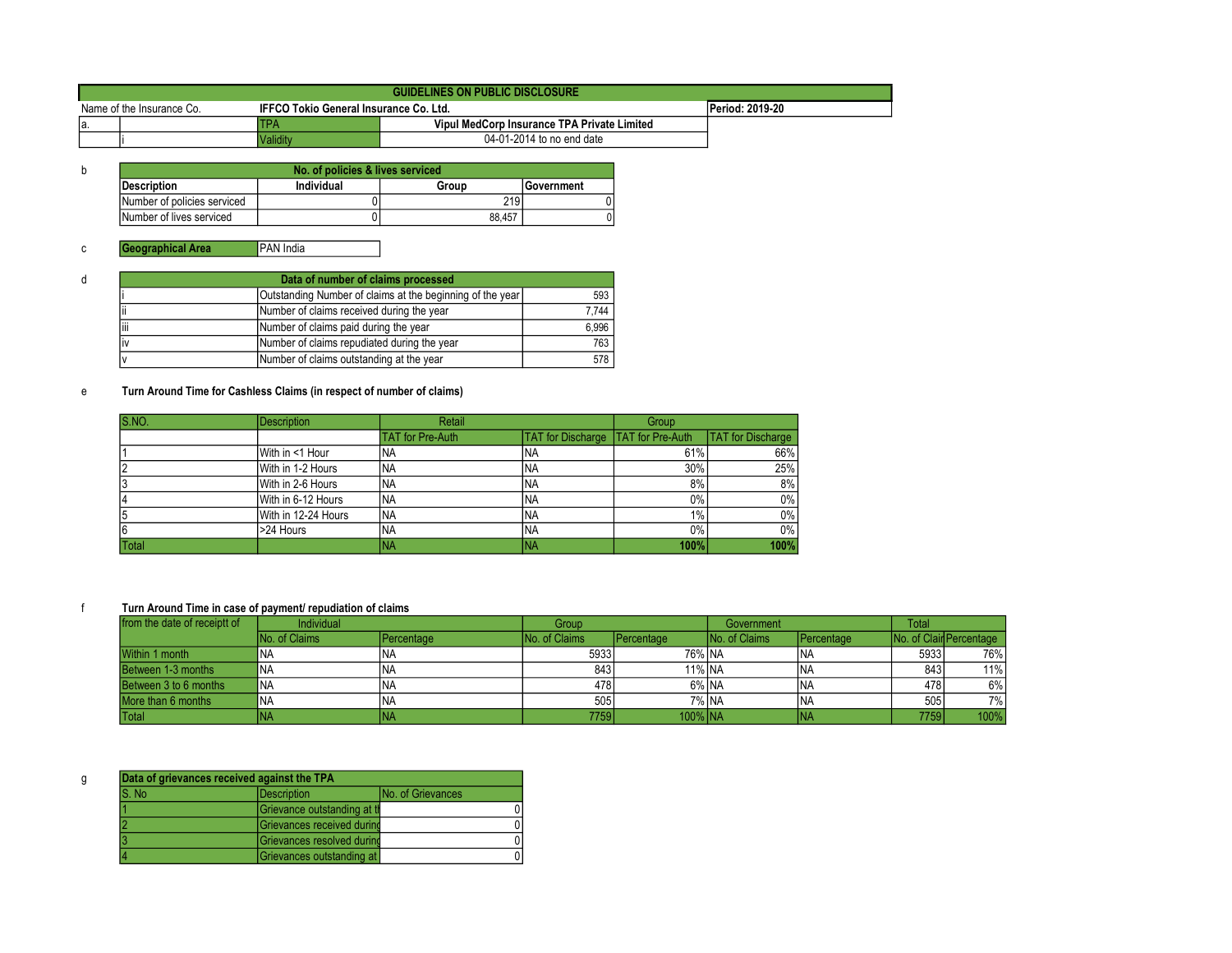# GUIDELINES ON PUBLIC DISCLOSURE

| Name of the Insurance Co. | | IFFCO Tokio General Insurance Co. Ltd. | | Period: 2019-20 |
|---|---|---|---|---|
| a. | | TPA | Vipul MedCorp Insurance TPA Private Limited | |
| | i | Validity | 04-01-2014 to no end date | |

b

| No. of policies & lives serviced | | | |
|---|---|---|---|
| **Description** | **Individual** | **Group** | **Government** |
| Number of policies serviced | 0 | 219 | 0 |
| Number of lives serviced | 0 | 88,457 | 0 |

c

| **Geographical Area** | PAN India |
|---|---|

d

| Data of number of claims processed | | |
|---|---|---|
| i | Outstanding Number of claims at the beginning of the year | 593 |
| ii | Number of claims received during the year | 7,744 |
| iii | Number of claims paid during the year | 6,996 |
| iv | Number of claims repudiated during the year | 763 |
| v | Number of claims outstanding at the year | 578 |

e **Turn Around Time for Cashless Claims (in respect of number of claims)**

| S.NO. | Description | Retail | | Group | |
|---|---|---|---|---|---|
| | | TAT for Pre-Auth | TAT for Discharge | TAT for Pre-Auth | TAT for Discharge |
| 1 | With in <1 Hour | NA | NA | 61% | 66% |
| 2 | With in 1-2 Hours | NA | NA | 30% | 25% |
| 3 | With in 2-6 Hours | NA | NA | 8% | 8% |
| 4 | With in 6-12 Hours | NA | NA | 0% | 0% |
| 5 | With in 12-24 Hours | NA | NA | 1% | 0% |
| 6 | >24 Hours | NA | NA | 0% | 0% |
| Total | | NA | NA | **100%** | **100%** |

f **Turn Around Time in case of payment/ repudiation of claims**

| from the date of receiptt of | Individual | | Group | | Government | | Total | |
|---|---|---|---|---|---|---|---|---|
| | No. of Claims | Percentage | No. of Claims | Percentage | No. of Claims | Percentage | No. of Clair | Percentage |
| Within 1 month | NA | NA | 5933 | 76% | NA | NA | 5933 | 76% |
| Between 1-3 months | NA | NA | 843 | 11% | NA | NA | 843 | 11% |
| Between 3 to 6 months | NA | NA | 478 | 6% | NA | NA | 478 | 6% |
| More than 6 months | NA | NA | 505 | 7% | NA | NA | 505 | 7% |
| Total | NA | NA | 7759 | 100% | NA | NA | 7759 | 100% |

g

| Data of grievances received against the TPA | | |
|---|---|---|
| S. No | Description | No. of Grievances |
| 1 | Grievance outstanding at t | 0 |
| 2 | Grievances received durin | 0 |
| 3 | Grievances resolved durin | 0 |
| 4 | Grievances outstanding at | 0 |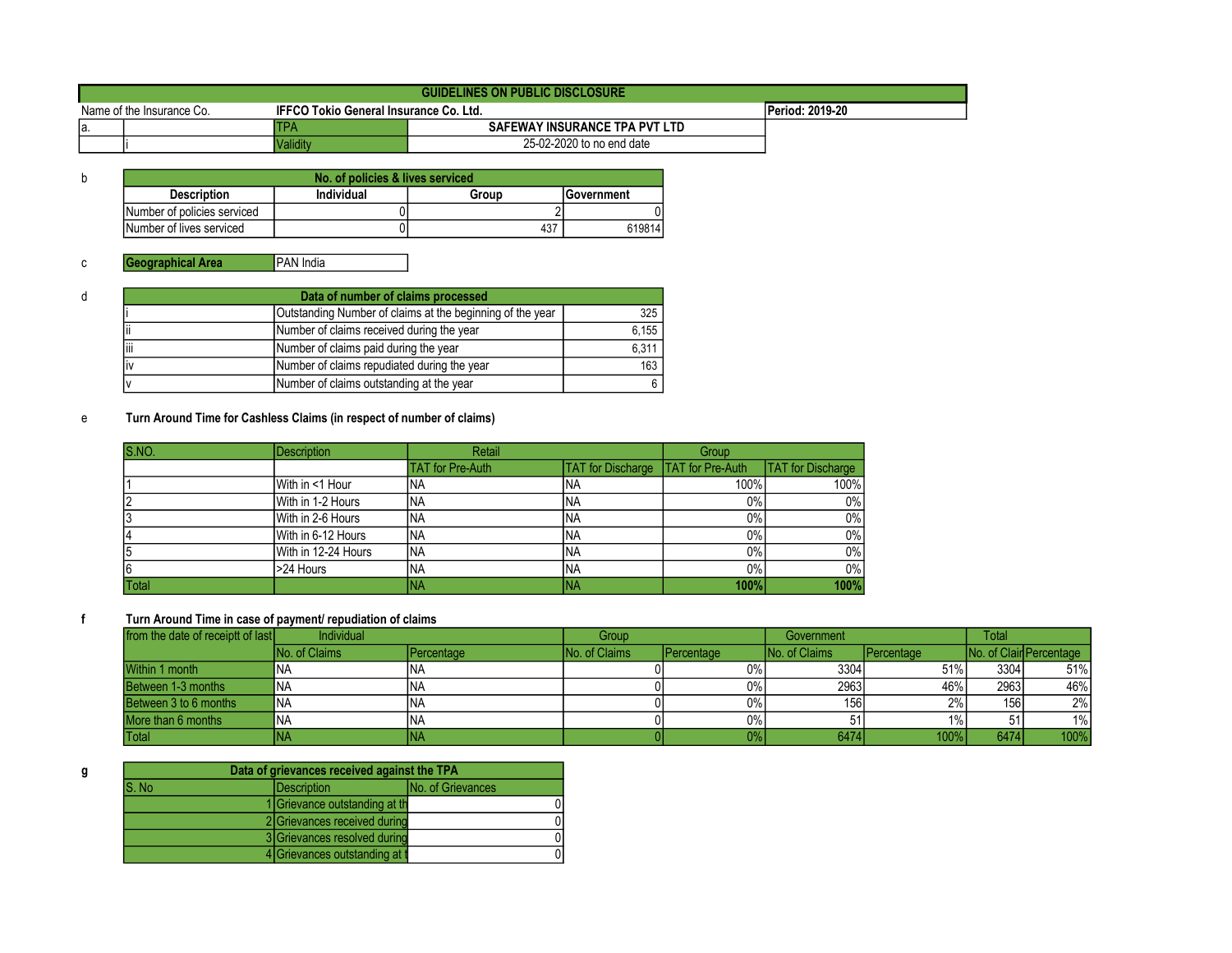| GUIDELINES ON PUBLIC DISCLOSURE | | | |
|---|---|---|---|
| Name of the Insurance Co. | IFFCO Tokio General Insurance Co. Ltd. | | Period: 2019-20 |
| a. | TPA | SAFEWAY INSURANCE TPA PVT LTD | |
| i | Validity | 25-02-2020 to no end date | |

b

| No. of policies & lives serviced | | | |
|---|---|---|---|
| Description | Individual | Group | Government |
| Number of policies serviced | 0 | 2 | 0 |
| Number of lives serviced | 0 | 437 | 619814 |

c

| Geographical Area | PAN India |
|---|---|

d

| Data of number of claims processed | | |
|---|---|---|
| i | Outstanding Number of claims at the beginning of the year | 325 |
| ii | Number of claims received during the year | 6,155 |
| iii | Number of claims paid during the year | 6,311 |
| iv | Number of claims repudiated during the year | 163 |
| v | Number of claims outstanding at the year | 6 |

e **Turn Around Time for Cashless Claims (in respect of number of claims)**

| S.NO. | Description | Retail | | Group | |
|---|---|---|---|---|---|
| | | TAT for Pre-Auth | TAT for Discharge | TAT for Pre-Auth | TAT for Discharge |
| 1 | With in <1 Hour | NA | NA | 100% | 100% |
| 2 | With in 1-2 Hours | NA | NA | 0% | 0% |
| 3 | With in 2-6 Hours | NA | NA | 0% | 0% |
| 4 | With in 6-12 Hours | NA | NA | 0% | 0% |
| 5 | With in 12-24 Hours | NA | NA | 0% | 0% |
| 6 | >24 Hours | NA | NA | 0% | 0% |
| Total | | NA | NA | 100% | 100% |

f **Turn Around Time in case of payment/ repudiation of claims**

| from the date of receiptt of last | Individual | | Group | | Government | | Total | |
|---|---|---|---|---|---|---|---|---|
| | No. of Claims | Percentage | No. of Claims | Percentage | No. of Claims | Percentage | No. of Clair | Percentage |
| Within 1 month | NA | NA | 0 | 0% | 3304 | 51% | 3304 | 51% |
| Between 1-3 months | NA | NA | 0 | 0% | 2963 | 46% | 2963 | 46% |
| Between 3 to 6 months | NA | NA | 0 | 0% | 156 | 2% | 156 | 2% |
| More than 6 months | NA | NA | 0 | 0% | 51 | 1% | 51 | 1% |
| Total | NA | NA | 0 | 0% | 6474 | 100% | 6474 | 100% |

g

| Data of grievances received against the TPA | | |
|---|---|---|
| S. No | Description | No. of Grievances |
| 1 | Grievance outstanding at th | 0 |
| 2 | Grievances received during | 0 |
| 3 | Grievances resolved during | 0 |
| 4 | Grievances outstanding at t | 0 |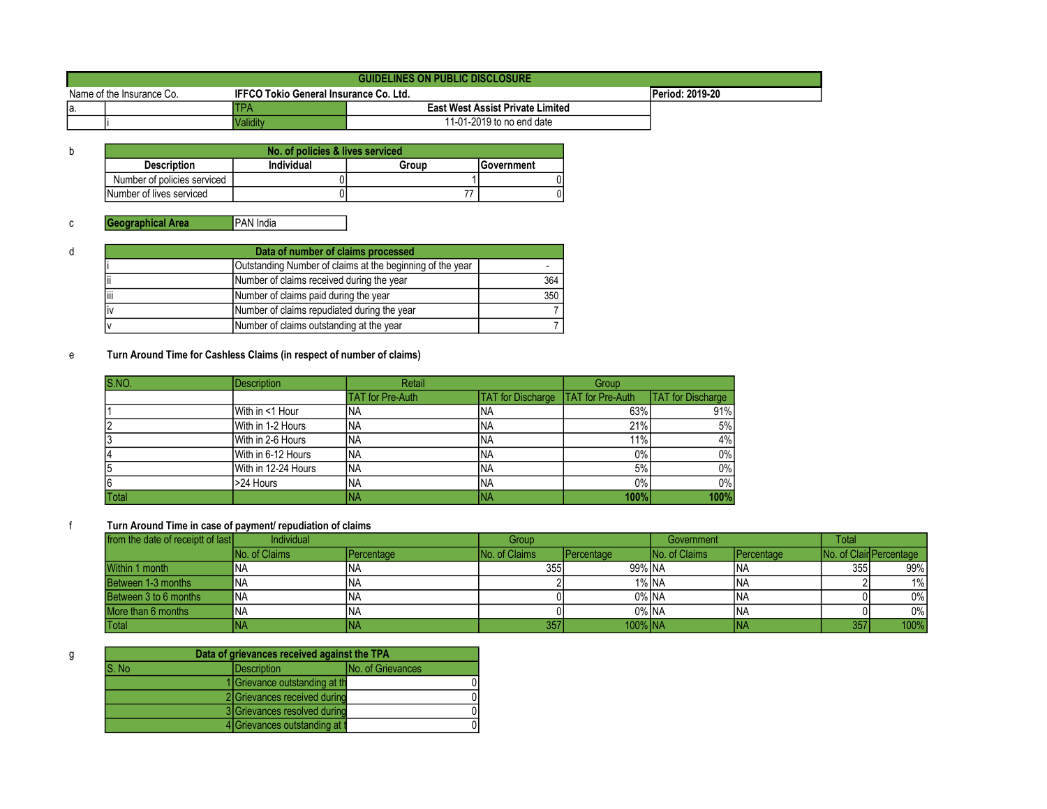| GUIDELINES ON PUBLIC DISCLOSURE | | | |
|---|---|---|---|
| Name of the Insurance Co. | **IFFCO Tokio General Insurance Co. Ltd.** | | **Period: 2019-20** |
| a. | | TPA | **East West Assist Private Limited** |
| | i | Validity | 11-01-2019 to no end date |

b

| No. of policies & lives serviced | | | |
|---|---|---|---|
| **Description** | **Individual** | **Group** | **Government** |
| Number of policies serviced | 0 | 1 | 0 |
| Number of lives serviced | 0 | 77 | 0 |

c

| **Geographical Area** | PAN India |
|---|---|

d

| Data of number of claims processed | | |
|---|---|---|
| i | Outstanding Number of claims at the beginning of the year | - |
| ii | Number of claims received during the year | 364 |
| iii | Number of claims paid during the year | 350 |
| iv | Number of claims repudiated during the year | 7 |
| v | Number of claims outstanding at the year | 7 |

e **Turn Around Time for Cashless Claims (in respect of number of claims)**

| S.NO. | Description | Retail | | Group | |
|---|---|---|---|---|---|
| | | TAT for Pre-Auth | TAT for Discharge | TAT for Pre-Auth | TAT for Discharge |
| 1 | With in <1 Hour | NA | NA | 63% | 91% |
| 2 | With in 1-2 Hours | NA | NA | 21% | 5% |
| 3 | With in 2-6 Hours | NA | NA | 11% | 4% |
| 4 | With in 6-12 Hours | NA | NA | 0% | 0% |
| 5 | With in 12-24 Hours | NA | NA | 5% | 0% |
| 6 | >24 Hours | NA | NA | 0% | 0% |
| Total | | NA | NA | **100%** | **100%** |

f **Turn Around Time in case of payment/ repudiation of claims**

| from the date of receiptt of last | Individual | | Group | | Government | | Total | |
|---|---|---|---|---|---|---|---|---|
| | No. of Claims | Percentage | No. of Claims | Percentage | No. of Claims | Percentage | No. of Clair | Percentage |
| Within 1 month | NA | NA | 355 | 99% | NA | NA | 355 | 99% |
| Between 1-3 months | NA | NA | 2 | 1% | NA | NA | 2 | 1% |
| Between 3 to 6 months | NA | NA | 0 | 0% | NA | NA | 0 | 0% |
| More than 6 months | NA | NA | 0 | 0% | NA | NA | 0 | 0% |
| Total | NA | NA | 357 | 100% | NA | NA | 357 | 100% |

g

| Data of grievances received against the TPA | | |
|---|---|---|
| S. No | Description | No. of Grievances |
| 1 | Grievance outstanding at th | 0 |
| 2 | Grievances received during | 0 |
| 3 | Grievances resolved during | 0 |
| 4 | Grievances outstanding at t | 0 |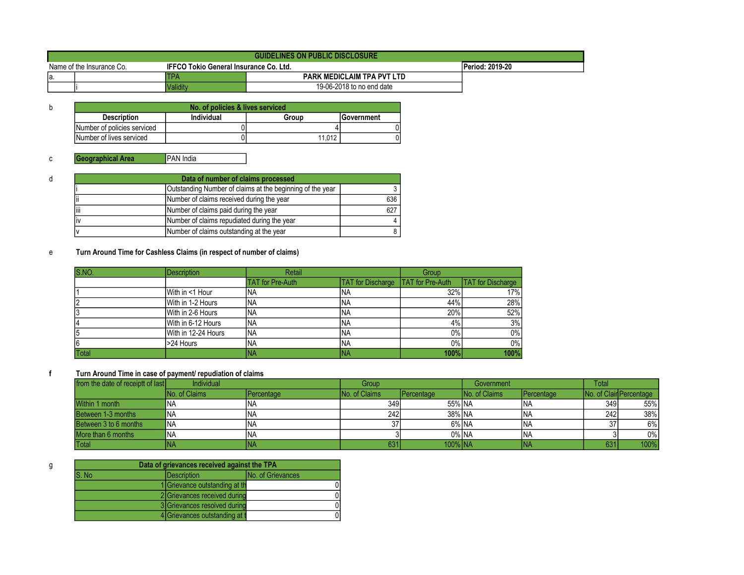| GUIDELINES ON PUBLIC DISCLOSURE | | | |
|---|---|---|---|
| Name of the Insurance Co. | IFFCO Tokio General Insurance Co. Ltd. | | Period: 2019-20 |
| a. | TPA | PARK MEDICLAIM TPA PVT LTD | |
| i | Validity | 19-06-2018 to no end date | |

b

| No. of policies & lives serviced | | | |
|---|---|---|---|
| **Description** | **Individual** | **Group** | **Government** |
| Number of policies serviced | 0 | 4 | 0 |
| Number of lives serviced | 0 | 11,012 | 0 |

c

| Geographical Area | PAN India |
|---|---|

d

| Data of number of claims processed | | |
|---|---|---|
| i | Outstanding Number of claims at the beginning of the year | 3 |
| ii | Number of claims received during the year | 636 |
| iii | Number of claims paid during the year | 627 |
| iv | Number of claims repudiated during the year | 4 |
| v | Number of claims outstanding at the year | 8 |

e **Turn Around Time for Cashless Claims (in respect of number of claims)**

| S.NO. | Description | Retail | | Group | |
|---|---|---|---|---|---|
| | | TAT for Pre-Auth | TAT for Discharge | TAT for Pre-Auth | TAT for Discharge |
| 1 | With in <1 Hour | NA | NA | 32% | 17% |
| 2 | With in 1-2 Hours | NA | NA | 44% | 28% |
| 3 | With in 2-6 Hours | NA | NA | 20% | 52% |
| 4 | With in 6-12 Hours | NA | NA | 4% | 3% |
| 5 | With in 12-24 Hours | NA | NA | 0% | 0% |
| 6 | >24 Hours | NA | NA | 0% | 0% |
| Total | | NA | NA | **100%** | **100%** |

f **Turn Around Time in case of payment/ repudiation of claims**

| from the date of receiptt of last | Individual | | Group | | Government | | Total | |
|---|---|---|---|---|---|---|---|---|
| | No. of Claims | Percentage | No. of Claims | Percentage | No. of Claims | Percentage | No. of Clair | Percentage |
| Within 1 month | NA | NA | 349 | 55% | NA | NA | 349 | 55% |
| Between 1-3 months | NA | NA | 242 | 38% | NA | NA | 242 | 38% |
| Between 3 to 6 months | NA | NA | 37 | 6% | NA | NA | 37 | 6% |
| More than 6 months | NA | NA | 3 | 0% | NA | NA | 3 | 0% |
| Total | NA | NA | 631 | 100% | NA | NA | 631 | 100% |

g

| Data of grievances received against the TPA | | |
|---|---|---|
| S. No | Description | No. of Grievances |
| 1 | Grievance outstanding at th | 0 |
| 2 | Grievances received during | 0 |
| 3 | Grievances resolved during | 0 |
| 4 | Grievances outstanding at t | 0 |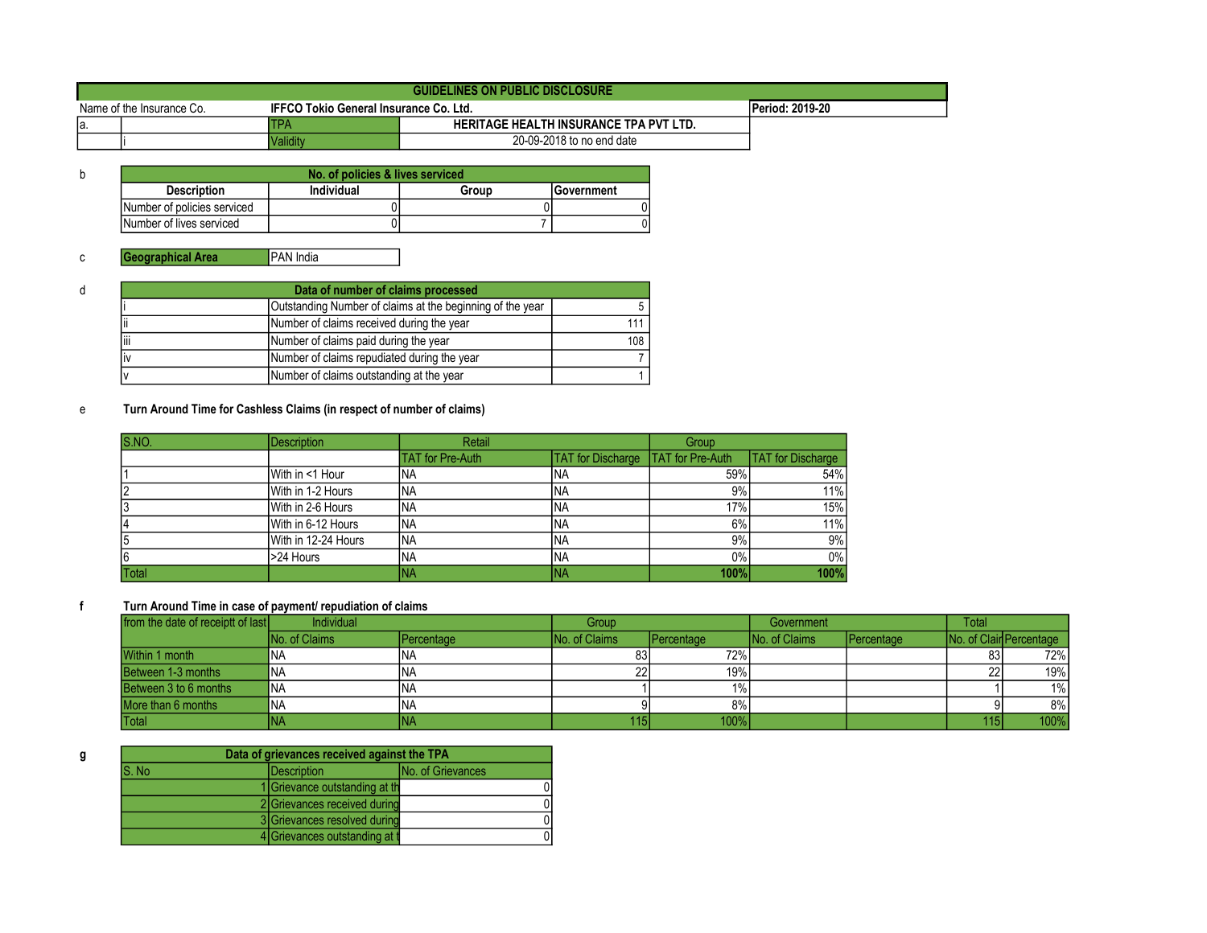| GUIDELINES ON PUBLIC DISCLOSURE | | | |
|---|---|---|---|
| Name of the Insurance Co. | **IFFCO Tokio General Insurance Co. Ltd.** | | **Period: 2019-20** |
| a. | TPA | **HERITAGE HEALTH INSURANCE TPA PVT LTD.** | |
| i | Validity | 20-09-2018 to no end date | |

b

| No. of policies & lives serviced | | | |
|---|---|---|---|
| **Description** | **Individual** | **Group** | **Government** |
| Number of policies serviced | 0 | 0 | 0 |
| Number of lives serviced | 0 | 7 | 0 |

c

| **Geographical Area** | PAN India |
|---|---|

d

| Data of number of claims processed | | |
|---|---|---|
| i | Outstanding Number of claims at the beginning of the year | 5 |
| ii | Number of claims received during the year | 111 |
| iii | Number of claims paid during the year | 108 |
| iv | Number of claims repudiated during the year | 7 |
| v | Number of claims outstanding at the year | 1 |

e **Turn Around Time for Cashless Claims (in respect of number of claims)**

| S.NO. | Description | Retail | | Group | |
|---|---|---|---|---|---|
| | | TAT for Pre-Auth | TAT for Discharge | TAT for Pre-Auth | TAT for Discharge |
| 1 | With in <1 Hour | NA | NA | 59% | 54% |
| 2 | With in 1-2 Hours | NA | NA | 9% | 11% |
| 3 | With in 2-6 Hours | NA | NA | 17% | 15% |
| 4 | With in 6-12 Hours | NA | NA | 6% | 11% |
| 5 | With in 12-24 Hours | NA | NA | 9% | 9% |
| 6 | >24 Hours | NA | NA | 0% | 0% |
| Total | | NA | NA | **100%** | **100%** |

f **Turn Around Time in case of payment/ repudiation of claims**

| from the date of receiptt of last | Individual | | Group | | Government | | Total | |
|---|---|---|---|---|---|---|---|---|
| | No. of Claims | Percentage | No. of Claims | Percentage | No. of Claims | Percentage | No. of Clair | Percentage |
| Within 1 month | NA | NA | 83 | 72% | | | 83 | 72% |
| Between 1-3 months | NA | NA | 22 | 19% | | | 22 | 19% |
| Between 3 to 6 months | NA | NA | 1 | 1% | | | 1 | 1% |
| More than 6 months | NA | NA | 9 | 8% | | | 9 | 8% |
| Total | NA | NA | 115 | 100% | | | 115 | 100% |

g

| Data of grievances received against the TPA | | |
|---|---|---|
| S. No | Description | No. of Grievances |
| 1 | Grievance outstanding at th | 0 |
| 2 | Grievances received during | 0 |
| 3 | Grievances resolved during | 0 |
| 4 | Grievances outstanding at t | 0 |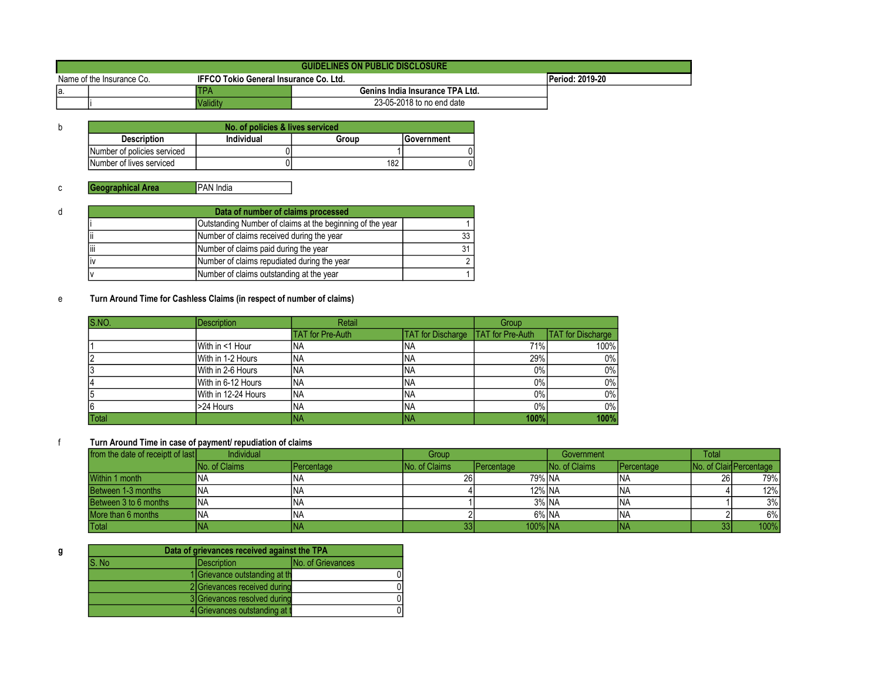| GUIDELINES ON PUBLIC DISCLOSURE | | | |
|---|---|---|---|
| Name of the Insurance Co. | IFFCO Tokio General Insurance Co. Ltd. | | Period: 2019-20 |
| a. | TPA | Genins India Insurance TPA Ltd. | |
| i | Validity | 23-05-2018 to no end date | |

b

| No. of policies & lives serviced | | | |
|---|---|---|---|
| **Description** | **Individual** | **Group** | **Government** |
| Number of policies serviced | 0 | 1 | 0 |
| Number of lives serviced | 0 | 182 | 0 |

c

| Geographical Area | PAN India |
|---|---|

d

| Data of number of claims processed | | |
|---|---|---|
| i | Outstanding Number of claims at the beginning of the year | 1 |
| ii | Number of claims received during the year | 33 |
| iii | Number of claims paid during the year | 31 |
| iv | Number of claims repudiated during the year | 2 |
| v | Number of claims outstanding at the year | 1 |

e **Turn Around Time for Cashless Claims (in respect of number of claims)**

| S.NO. | Description | Retail | | Group | |
|---|---|---|---|---|---|
| | | TAT for Pre-Auth | TAT for Discharge | TAT for Pre-Auth | TAT for Discharge |
| 1 | With in <1 Hour | NA | NA | 71% | 100% |
| 2 | With in 1-2 Hours | NA | NA | 29% | 0% |
| 3 | With in 2-6 Hours | NA | NA | 0% | 0% |
| 4 | With in 6-12 Hours | NA | NA | 0% | 0% |
| 5 | With in 12-24 Hours | NA | NA | 0% | 0% |
| 6 | >24 Hours | NA | NA | 0% | 0% |
| Total | | NA | NA | **100%** | **100%** |

f **Turn Around Time in case of payment/ repudiation of claims**

| from the date of receiptt of last | Individual | | Group | | Government | | Total | |
|---|---|---|---|---|---|---|---|---|
| | No. of Claims | Percentage | No. of Claims | Percentage | No. of Claims | Percentage | No. of Clair | Percentage |
| Within 1 month | NA | NA | 26 | 79% | NA | NA | 26 | 79% |
| Between 1-3 months | NA | NA | 4 | 12% | NA | NA | 4 | 12% |
| Between 3 to 6 months | NA | NA | 1 | 3% | NA | NA | 1 | 3% |
| More than 6 months | NA | NA | 2 | 6% | NA | NA | 2 | 6% |
| Total | NA | NA | 33 | 100% | NA | NA | 33 | 100% |

**g**

| Data of grievances received against the TPA | | |
|---|---|---|
| S. No | Description | No. of Grievances |
| 1 | Grievance outstanding at th | 0 |
| 2 | Grievances received during | 0 |
| 3 | Grievances resolved during | 0 |
| 4 | Grievances outstanding at t | 0 |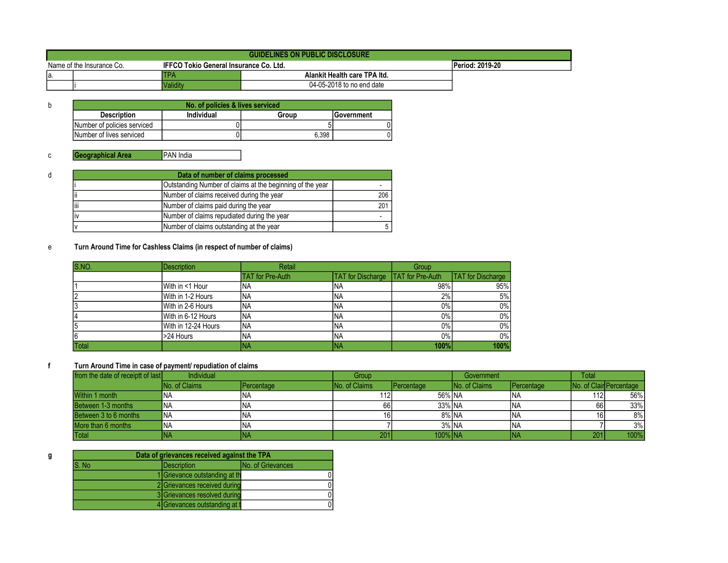## GUIDELINES ON PUBLIC DISCLOSURE

| Name of the Insurance Co. | | **IFFCO Tokio General Insurance Co. Ltd.** | | **Period: 2019-20** |
|---|---|---|---|---|
| a. | | TPA | **Alankit Health care TPA ltd.** | |
| | i | Validity | 04-05-2018 to no end date | |

b

| **No. of policies & lives serviced** | | | |
|---|---|---|---|
| **Description** | **Individual** | **Group** | **Government** |
| Number of policies serviced | 0 | 5 | 0 |
| Number of lives serviced | 0 | 6,398 | 0 |

c

| **Geographical Area** | PAN India |
|---|---|

d

| **Data of number of claims processed** | | |
|---|---|---|
| i | Outstanding Number of claims at the beginning of the year | - |
| ii | Number of claims received during the year | 206 |
| iii | Number of claims paid during the year | 201 |
| iv | Number of claims repudiated during the year | - |
| v | Number of claims outstanding at the year | 5 |

e **Turn Around Time for Cashless Claims (in respect of number of claims)**

| S.NO. | Description | Retail | | Group | |
|---|---|---|---|---|---|
| | | TAT for Pre-Auth | TAT for Discharge | TAT for Pre-Auth | TAT for Discharge |
| 1 | With in <1 Hour | NA | NA | 98% | 95% |
| 2 | With in 1-2 Hours | NA | NA | 2% | 5% |
| 3 | With in 2-6 Hours | NA | NA | 0% | 0% |
| 4 | With in 6-12 Hours | NA | NA | 0% | 0% |
| 5 | With in 12-24 Hours | NA | NA | 0% | 0% |
| 6 | >24 Hours | NA | NA | 0% | 0% |
| Total | | NA | NA | **100%** | **100%** |

f **Turn Around Time in case of payment/ repudiation of claims**

| from the date of receiptt of last | Individual | | Group | | Government | | Total | |
|---|---|---|---|---|---|---|---|---|
| | No. of Claims | Percentage | No. of Claims | Percentage | No. of Claims | Percentage | No. of Clair | Percentage |
| Within 1 month | NA | NA | 112 | 56% | NA | NA | 112 | 56% |
| Between 1-3 months | NA | NA | 66 | 33% | NA | NA | 66 | 33% |
| Between 3 to 6 months | NA | NA | 16 | 8% | NA | NA | 16 | 8% |
| More than 6 months | NA | NA | 7 | 3% | NA | NA | 7 | 3% |
| Total | NA | NA | 201 | 100% | NA | NA | 201 | 100% |

g

| **Data of grievances received against the TPA** | | |
|---|---|---|
| S. No | Description | No. of Grievances |
| 1 | Grievance outstanding at th | 0 |
| 2 | Grievances received during | 0 |
| 3 | Grievances resolved during | 0 |
| 4 | Grievances outstanding at t | 0 |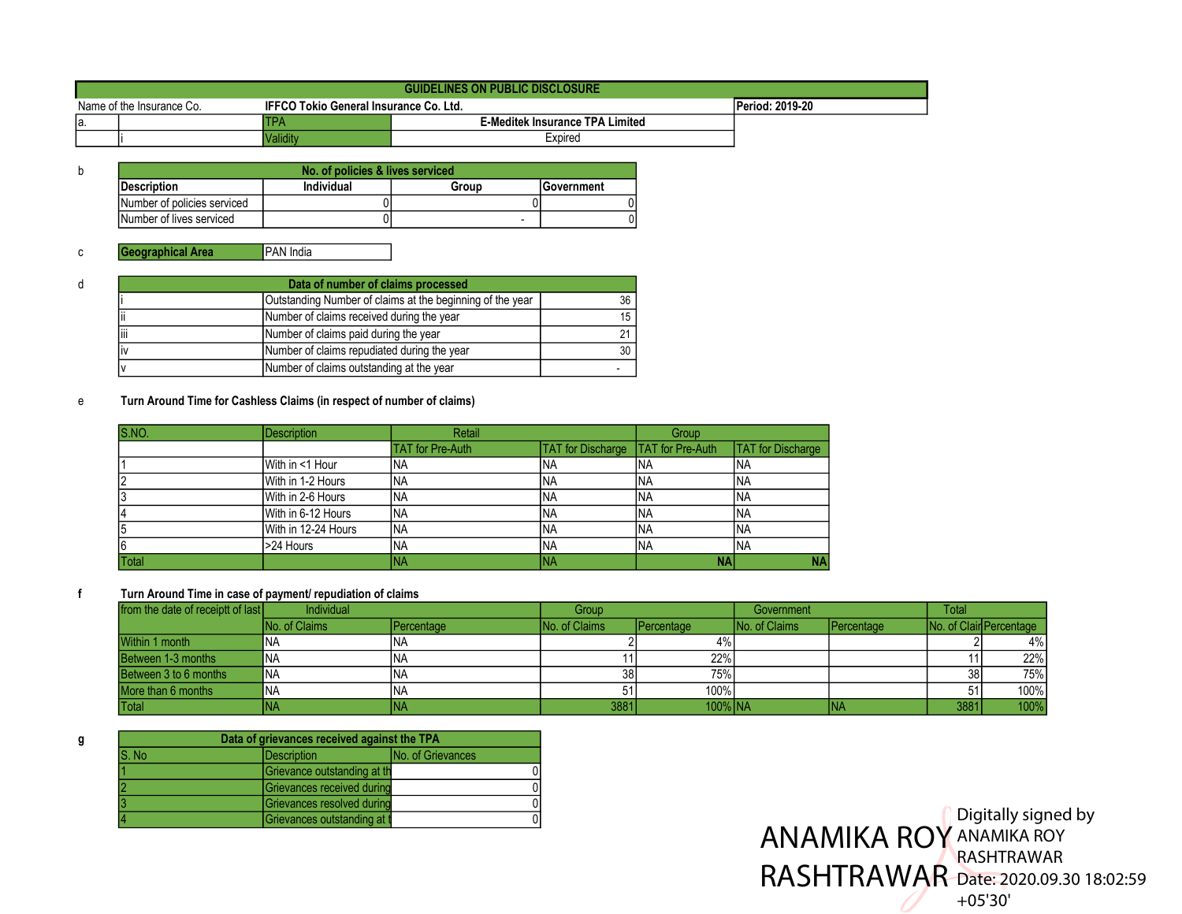## GUIDELINES ON PUBLIC DISCLOSURE

| | | | |
|---|---|---|---|
| Name of the Insurance Co. | **IFFCO Tokio General Insurance Co. Ltd.** | | **Period: 2019-20** |
| a. | | TPA | **E-Meditek Insurance TPA Limited** |
| | i | Validity | Expired |

b

| No. of policies & lives serviced | | | |
|---|---|---|---|
| **Description** | **Individual** | **Group** | **Government** |
| Number of policies serviced | 0 | 0 | 0 |
| Number of lives serviced | 0 | - | 0 |

c

| | |
|---|---|
| **Geographical Area** | PAN India |

d

| Data of number of claims processed | | |
|---|---|---|
| i | Outstanding Number of claims at the beginning of the year | 36 |
| ii | Number of claims received during the year | 15 |
| iii | Number of claims paid during the year | 21 |
| iv | Number of claims repudiated during the year | 30 |
| v | Number of claims outstanding at the year | - |

e **Turn Around Time for Cashless Claims (in respect of number of claims)**

| S.NO. | Description | Retail | | Group | |
|---|---|---|---|---|---|
| | | TAT for Pre-Auth | TAT for Discharge | TAT for Pre-Auth | TAT for Discharge |
| 1 | With in <1 Hour | NA | NA | NA | NA |
| 2 | With in 1-2 Hours | NA | NA | NA | NA |
| 3 | With in 2-6 Hours | NA | NA | NA | NA |
| 4 | With in 6-12 Hours | NA | NA | NA | NA |
| 5 | With in 12-24 Hours | NA | NA | NA | NA |
| 6 | >24 Hours | NA | NA | NA | NA |
| Total | | NA | NA | NA | NA |

f **Turn Around Time in case of payment/ repudiation of claims**

| from the date of receiptt of last | Individual | | Group | | Government | | Total | |
|---|---|---|---|---|---|---|---|---|
| | No. of Claims | Percentage | No. of Claims | Percentage | No. of Claims | Percentage | No. of Clair | Percentage |
| Within 1 month | NA | NA | 2 | 4% | | | 2 | 4% |
| Between 1-3 months | NA | NA | 11 | 22% | | | 11 | 22% |
| Between 3 to 6 months | NA | NA | 38 | 75% | | | 38 | 75% |
| More than 6 months | NA | NA | 51 | 100% | | | 51 | 100% |
| Total | NA | NA | 3881 | 100% | NA | NA | 3881 | 100% |

g

| Data of grievances received against the TPA | | |
|---|---|---|
| S. No | Description | No. of Grievances |
| 1 | Grievance outstanding at th | 0 |
| 2 | Grievances received during | 0 |
| 3 | Grievances resolved during | 0 |
| 4 | Grievances outstanding at t | 0 |

ANAMIKA ROY RASHTRAWAR
Digitally signed by ANAMIKA ROY RASHTRAWAR
Date: 2020.09.30 18:02:59 +05'30'